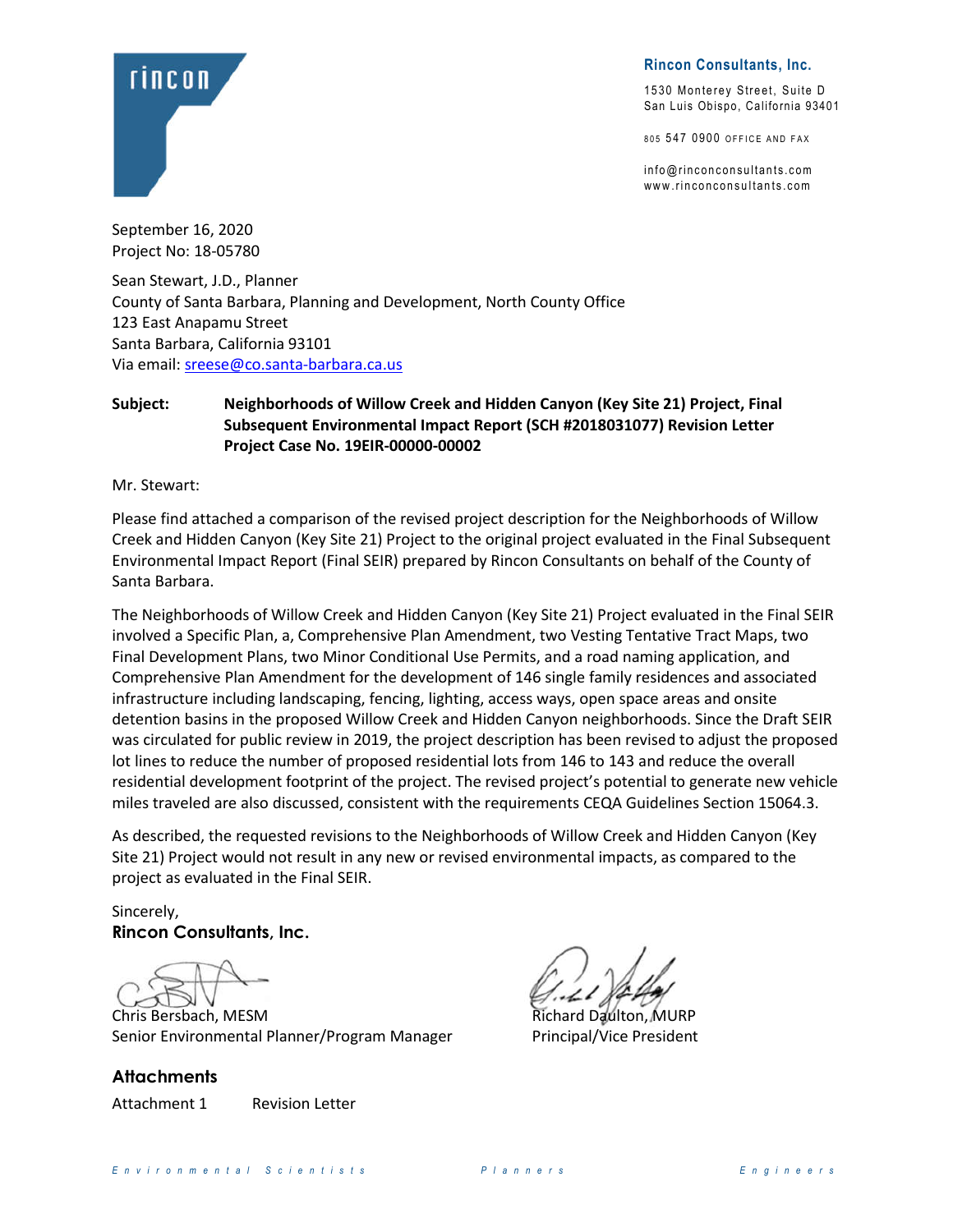**Rincon Consultants, Inc.**

1530 Monterey Street, Suite D
San Luis Obispo, California 93401

805 547 0900 OFFICE AND FAX

info@rinconconsultants.com
www.rinconconsultants.com

September 16, 2020
Project No: 18-05780

Sean Stewart, J.D., Planner
County of Santa Barbara, Planning and Development, North County Office
123 East Anapamu Street
Santa Barbara, California 93101
Via email: sreese@co.santa-barbara.ca.us

**Subject:** **Neighborhoods of Willow Creek and Hidden Canyon (Key Site 21) Project, Final Subsequent Environmental Impact Report (SCH #2018031077) Revision Letter Project Case No. 19EIR-00000-00002**

Mr. Stewart:

Please find attached a comparison of the revised project description for the Neighborhoods of Willow Creek and Hidden Canyon (Key Site 21) Project to the original project evaluated in the Final Subsequent Environmental Impact Report (Final SEIR) prepared by Rincon Consultants on behalf of the County of Santa Barbara.

The Neighborhoods of Willow Creek and Hidden Canyon (Key Site 21) Project evaluated in the Final SEIR involved a Specific Plan, a, Comprehensive Plan Amendment, two Vesting Tentative Tract Maps, two Final Development Plans, two Minor Conditional Use Permits, and a road naming application, and Comprehensive Plan Amendment for the development of 146 single family residences and associated infrastructure including landscaping, fencing, lighting, access ways, open space areas and onsite detention basins in the proposed Willow Creek and Hidden Canyon neighborhoods. Since the Draft SEIR was circulated for public review in 2019, the project description has been revised to adjust the proposed lot lines to reduce the number of proposed residential lots from 146 to 143 and reduce the overall residential development footprint of the project. The revised project's potential to generate new vehicle miles traveled are also discussed, consistent with the requirements CEQA Guidelines Section 15064.3.

As described, the requested revisions to the Neighborhoods of Willow Creek and Hidden Canyon (Key Site 21) Project would not result in any new or revised environmental impacts, as compared to the project as evaluated in the Final SEIR.

Sincerely,
**Rincon Consultants, Inc.**

Chris Bersbach, MESM
Senior Environmental Planner/Program Manager

Richard Daulton, MURP
Principal/Vice President

**Attachments**

Attachment 1 Revision Letter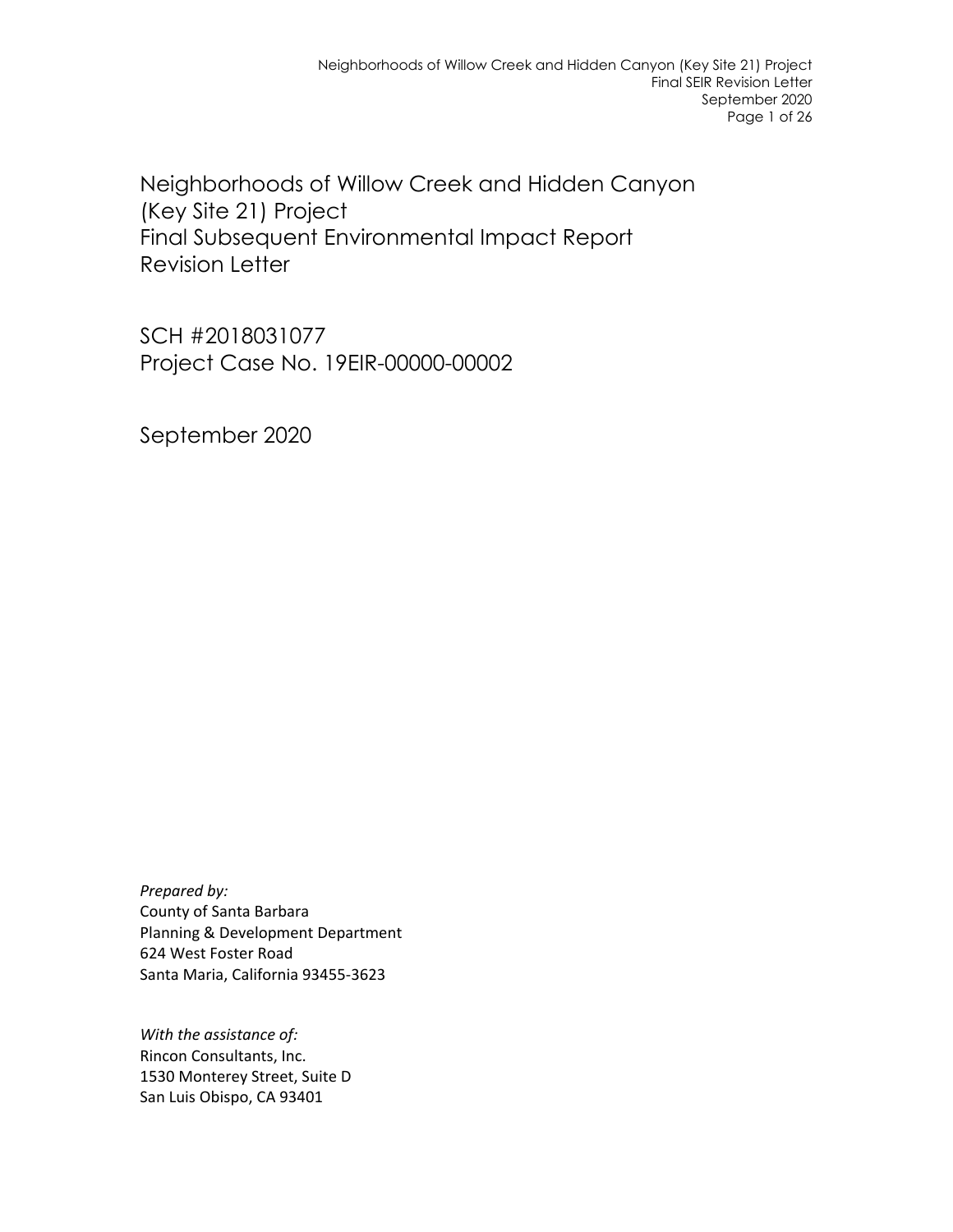# Neighborhoods of Willow Creek and Hidden Canyon (Key Site 21) Project Final Subsequent Environmental Impact Report Revision Letter

SCH #2018031077
Project Case No. 19EIR-00000-00002

September 2020

*Prepared by:*
County of Santa Barbara
Planning & Development Department
624 West Foster Road
Santa Maria, California 93455-3623

*With the assistance of:*
Rincon Consultants, Inc.
1530 Monterey Street, Suite D
San Luis Obispo, CA 93401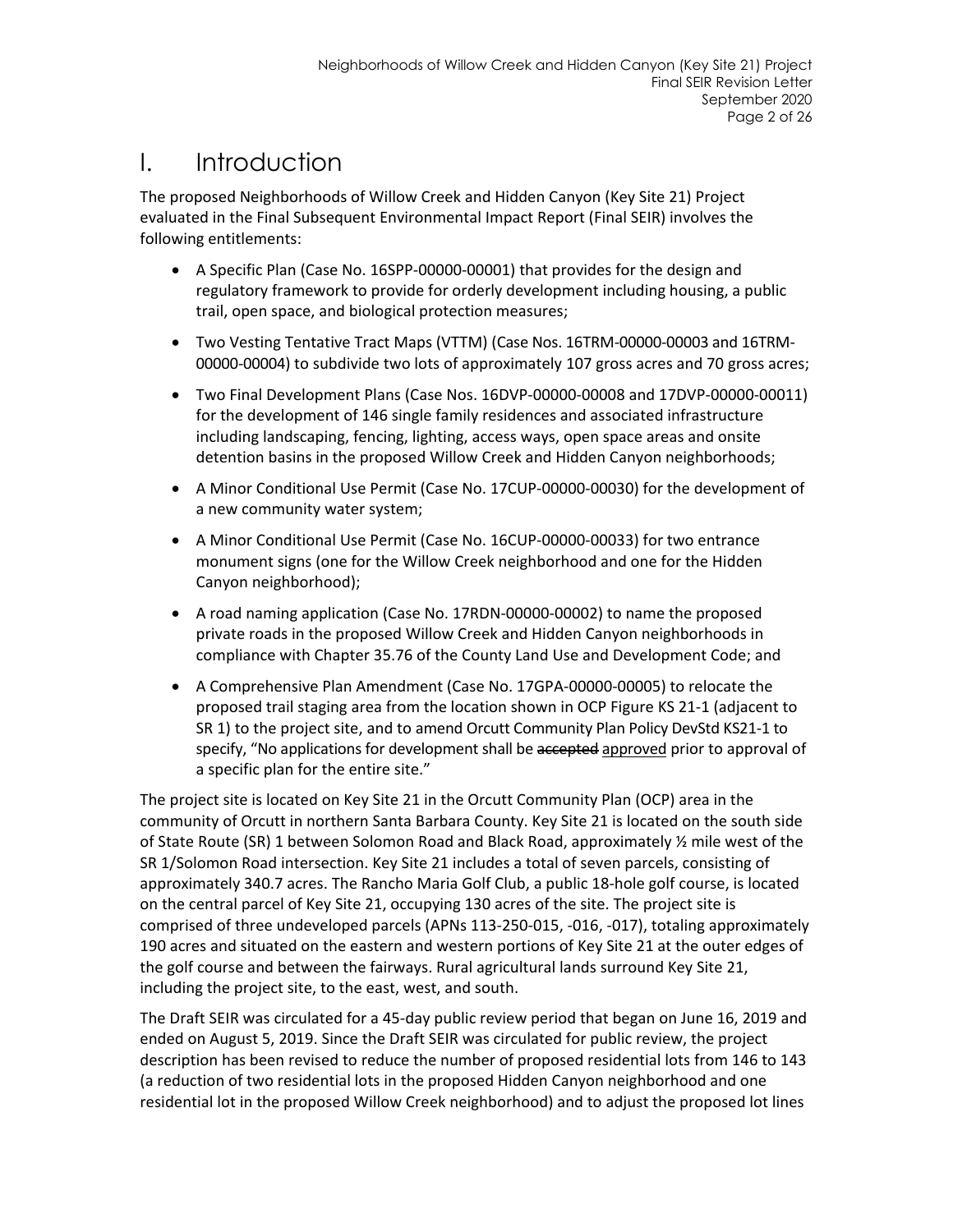# I. Introduction

The proposed Neighborhoods of Willow Creek and Hidden Canyon (Key Site 21) Project evaluated in the Final Subsequent Environmental Impact Report (Final SEIR) involves the following entitlements:

- A Specific Plan (Case No. 16SPP-00000-00001) that provides for the design and regulatory framework to provide for orderly development including housing, a public trail, open space, and biological protection measures;
- Two Vesting Tentative Tract Maps (VTTM) (Case Nos. 16TRM-00000-00003 and 16TRM-00000-00004) to subdivide two lots of approximately 107 gross acres and 70 gross acres;
- Two Final Development Plans (Case Nos. 16DVP-00000-00008 and 17DVP-00000-00011) for the development of 146 single family residences and associated infrastructure including landscaping, fencing, lighting, access ways, open space areas and onsite detention basins in the proposed Willow Creek and Hidden Canyon neighborhoods;
- A Minor Conditional Use Permit (Case No. 17CUP-00000-00030) for the development of a new community water system;
- A Minor Conditional Use Permit (Case No. 16CUP-00000-00033) for two entrance monument signs (one for the Willow Creek neighborhood and one for the Hidden Canyon neighborhood);
- A road naming application (Case No. 17RDN-00000-00002) to name the proposed private roads in the proposed Willow Creek and Hidden Canyon neighborhoods in compliance with Chapter 35.76 of the County Land Use and Development Code; and
- A Comprehensive Plan Amendment (Case No. 17GPA-00000-00005) to relocate the proposed trail staging area from the location shown in OCP Figure KS 21-1 (adjacent to SR 1) to the project site, and to amend Orcutt Community Plan Policy DevStd KS21-1 to specify, "No applications for development shall be ~~accepted~~ <u>approved</u> prior to approval of a specific plan for the entire site."

The project site is located on Key Site 21 in the Orcutt Community Plan (OCP) area in the community of Orcutt in northern Santa Barbara County. Key Site 21 is located on the south side of State Route (SR) 1 between Solomon Road and Black Road, approximately ½ mile west of the SR 1/Solomon Road intersection. Key Site 21 includes a total of seven parcels, consisting of approximately 340.7 acres. The Rancho Maria Golf Club, a public 18-hole golf course, is located on the central parcel of Key Site 21, occupying 130 acres of the site. The project site is comprised of three undeveloped parcels (APNs 113-250-015, -016, -017), totaling approximately 190 acres and situated on the eastern and western portions of Key Site 21 at the outer edges of the golf course and between the fairways. Rural agricultural lands surround Key Site 21, including the project site, to the east, west, and south.

The Draft SEIR was circulated for a 45-day public review period that began on June 16, 2019 and ended on August 5, 2019. Since the Draft SEIR was circulated for public review, the project description has been revised to reduce the number of proposed residential lots from 146 to 143 (a reduction of two residential lots in the proposed Hidden Canyon neighborhood and one residential lot in the proposed Willow Creek neighborhood) and to adjust the proposed lot lines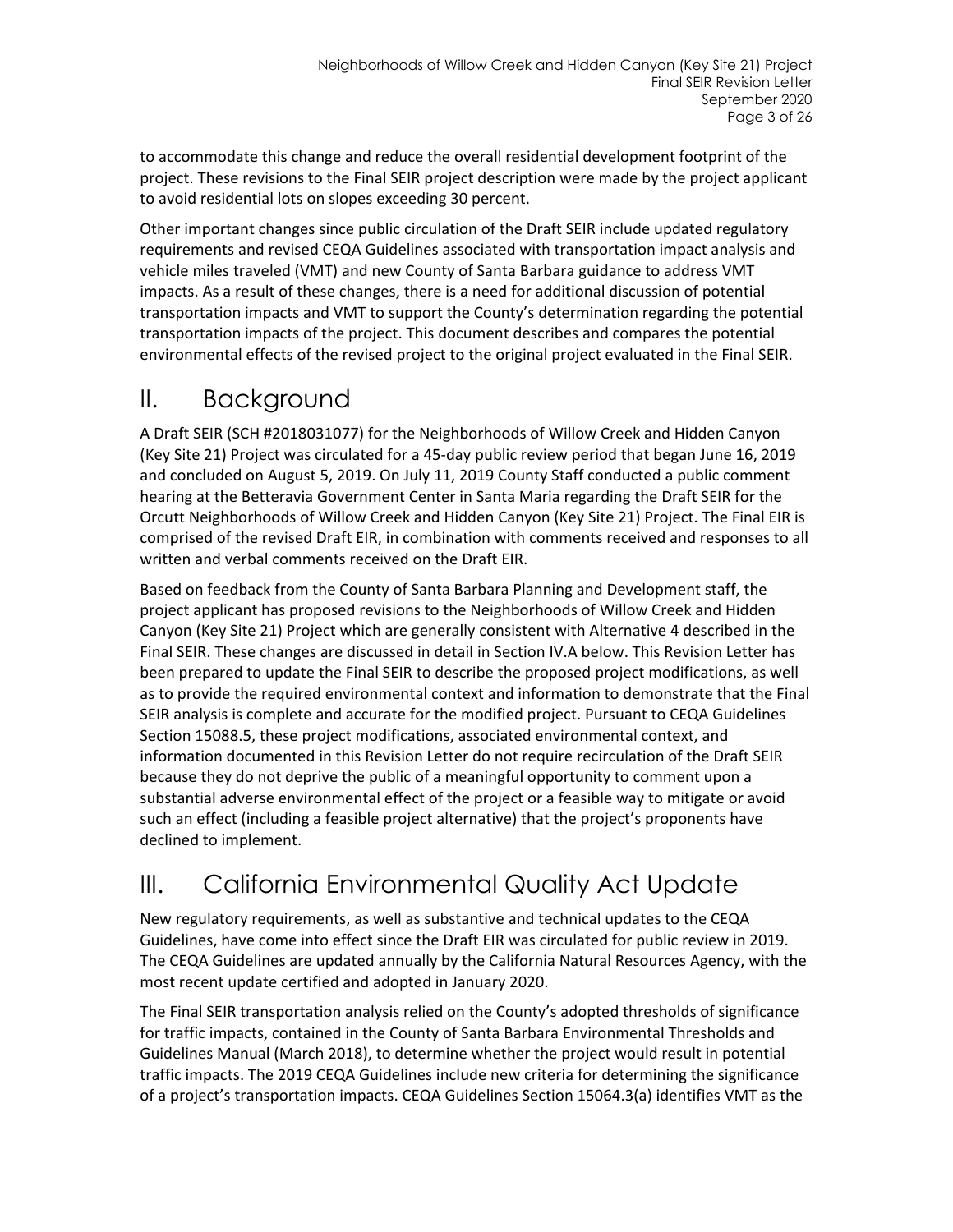to accommodate this change and reduce the overall residential development footprint of the project. These revisions to the Final SEIR project description were made by the project applicant to avoid residential lots on slopes exceeding 30 percent.

Other important changes since public circulation of the Draft SEIR include updated regulatory requirements and revised CEQA Guidelines associated with transportation impact analysis and vehicle miles traveled (VMT) and new County of Santa Barbara guidance to address VMT impacts. As a result of these changes, there is a need for additional discussion of potential transportation impacts and VMT to support the County's determination regarding the potential transportation impacts of the project. This document describes and compares the potential environmental effects of the revised project to the original project evaluated in the Final SEIR.

# II. Background

A Draft SEIR (SCH #2018031077) for the Neighborhoods of Willow Creek and Hidden Canyon (Key Site 21) Project was circulated for a 45-day public review period that began June 16, 2019 and concluded on August 5, 2019. On July 11, 2019 County Staff conducted a public comment hearing at the Betteravia Government Center in Santa Maria regarding the Draft SEIR for the Orcutt Neighborhoods of Willow Creek and Hidden Canyon (Key Site 21) Project. The Final EIR is comprised of the revised Draft EIR, in combination with comments received and responses to all written and verbal comments received on the Draft EIR.

Based on feedback from the County of Santa Barbara Planning and Development staff, the project applicant has proposed revisions to the Neighborhoods of Willow Creek and Hidden Canyon (Key Site 21) Project which are generally consistent with Alternative 4 described in the Final SEIR. These changes are discussed in detail in Section IV.A below. This Revision Letter has been prepared to update the Final SEIR to describe the proposed project modifications, as well as to provide the required environmental context and information to demonstrate that the Final SEIR analysis is complete and accurate for the modified project. Pursuant to CEQA Guidelines Section 15088.5, these project modifications, associated environmental context, and information documented in this Revision Letter do not require recirculation of the Draft SEIR because they do not deprive the public of a meaningful opportunity to comment upon a substantial adverse environmental effect of the project or a feasible way to mitigate or avoid such an effect (including a feasible project alternative) that the project's proponents have declined to implement.

# III. California Environmental Quality Act Update

New regulatory requirements, as well as substantive and technical updates to the CEQA Guidelines, have come into effect since the Draft EIR was circulated for public review in 2019. The CEQA Guidelines are updated annually by the California Natural Resources Agency, with the most recent update certified and adopted in January 2020.

The Final SEIR transportation analysis relied on the County's adopted thresholds of significance for traffic impacts, contained in the County of Santa Barbara Environmental Thresholds and Guidelines Manual (March 2018), to determine whether the project would result in potential traffic impacts. The 2019 CEQA Guidelines include new criteria for determining the significance of a project's transportation impacts. CEQA Guidelines Section 15064.3(a) identifies VMT as the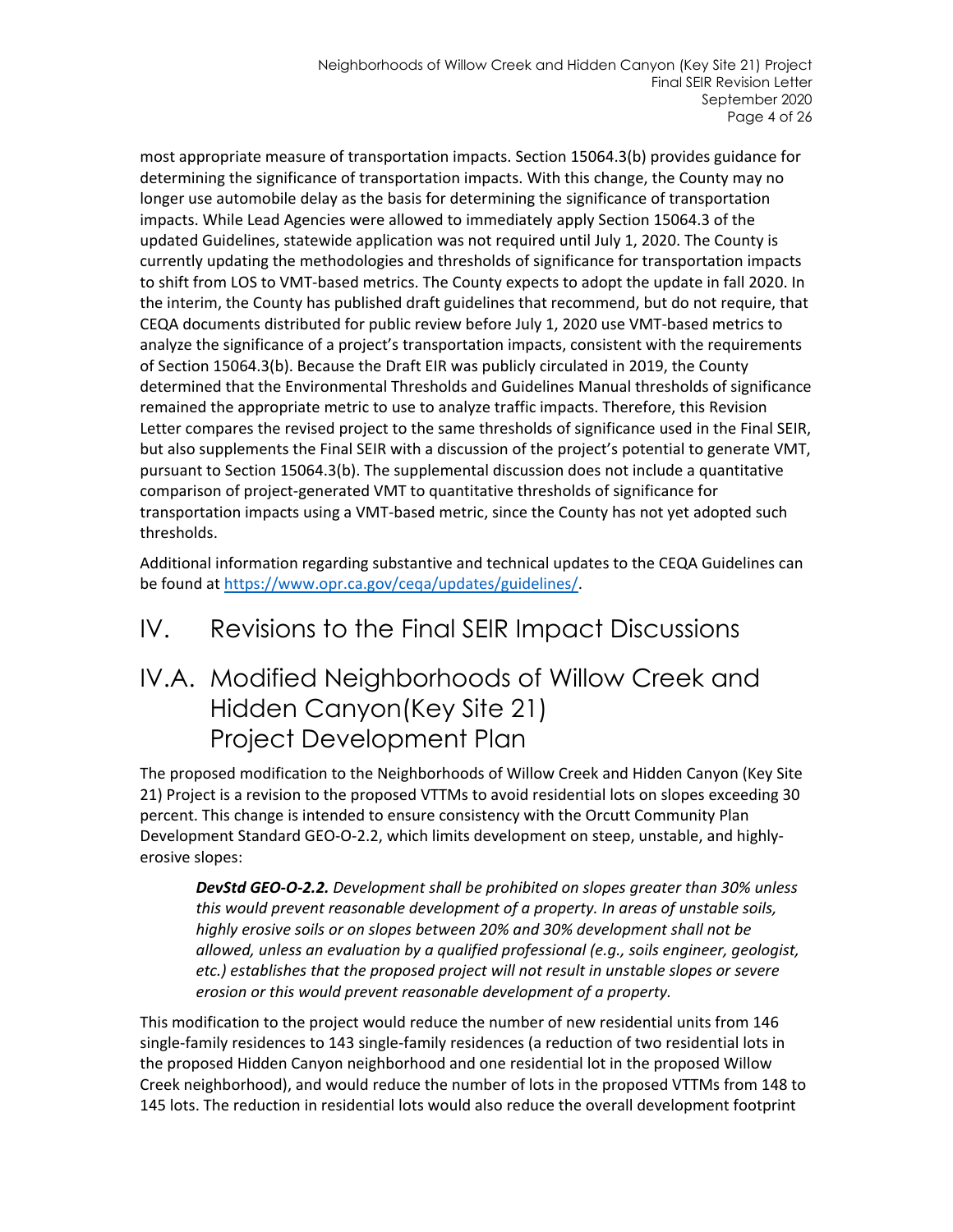most appropriate measure of transportation impacts. Section 15064.3(b) provides guidance for determining the significance of transportation impacts. With this change, the County may no longer use automobile delay as the basis for determining the significance of transportation impacts. While Lead Agencies were allowed to immediately apply Section 15064.3 of the updated Guidelines, statewide application was not required until July 1, 2020. The County is currently updating the methodologies and thresholds of significance for transportation impacts to shift from LOS to VMT-based metrics. The County expects to adopt the update in fall 2020. In the interim, the County has published draft guidelines that recommend, but do not require, that CEQA documents distributed for public review before July 1, 2020 use VMT-based metrics to analyze the significance of a project's transportation impacts, consistent with the requirements of Section 15064.3(b). Because the Draft EIR was publicly circulated in 2019, the County determined that the Environmental Thresholds and Guidelines Manual thresholds of significance remained the appropriate metric to use to analyze traffic impacts. Therefore, this Revision Letter compares the revised project to the same thresholds of significance used in the Final SEIR, but also supplements the Final SEIR with a discussion of the project's potential to generate VMT, pursuant to Section 15064.3(b). The supplemental discussion does not include a quantitative comparison of project-generated VMT to quantitative thresholds of significance for transportation impacts using a VMT-based metric, since the County has not yet adopted such thresholds.

Additional information regarding substantive and technical updates to the CEQA Guidelines can be found at [https://www.opr.ca.gov/ceqa/updates/guidelines/](https://www.opr.ca.gov/ceqa/updates/guidelines/).

# IV. Revisions to the Final SEIR Impact Discussions

## IV.A. Modified Neighborhoods of Willow Creek and Hidden Canyon(Key Site 21) Project Development Plan

The proposed modification to the Neighborhoods of Willow Creek and Hidden Canyon (Key Site 21) Project is a revision to the proposed VTTMs to avoid residential lots on slopes exceeding 30 percent. This change is intended to ensure consistency with the Orcutt Community Plan Development Standard GEO-O-2.2, which limits development on steep, unstable, and highly-erosive slopes:

> ***DevStd GEO-O-2.2.*** *Development shall be prohibited on slopes greater than 30% unless this would prevent reasonable development of a property. In areas of unstable soils, highly erosive soils or on slopes between 20% and 30% development shall not be allowed, unless an evaluation by a qualified professional (e.g., soils engineer, geologist, etc.) establishes that the proposed project will not result in unstable slopes or severe erosion or this would prevent reasonable development of a property.*

This modification to the project would reduce the number of new residential units from 146 single-family residences to 143 single-family residences (a reduction of two residential lots in the proposed Hidden Canyon neighborhood and one residential lot in the proposed Willow Creek neighborhood), and would reduce the number of lots in the proposed VTTMs from 148 to 145 lots. The reduction in residential lots would also reduce the overall development footprint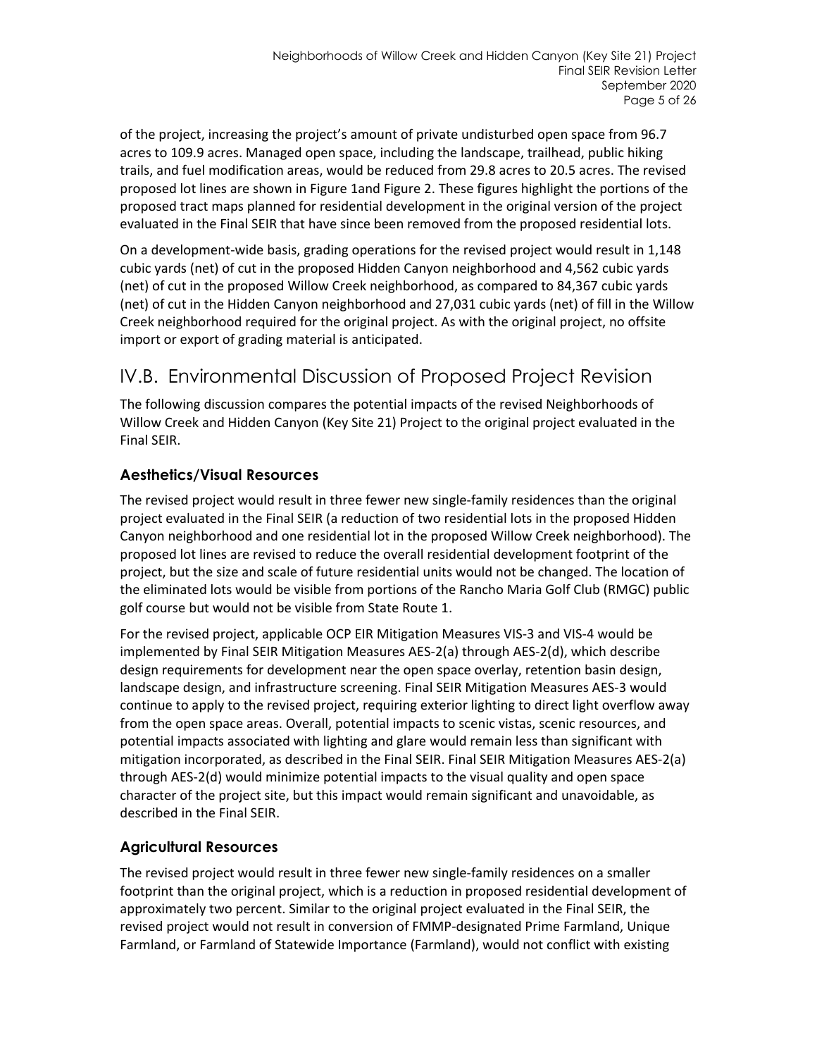of the project, increasing the project's amount of private undisturbed open space from 96.7 acres to 109.9 acres. Managed open space, including the landscape, trailhead, public hiking trails, and fuel modification areas, would be reduced from 29.8 acres to 20.5 acres. The revised proposed lot lines are shown in Figure 1and Figure 2. These figures highlight the portions of the proposed tract maps planned for residential development in the original version of the project evaluated in the Final SEIR that have since been removed from the proposed residential lots.

On a development-wide basis, grading operations for the revised project would result in 1,148 cubic yards (net) of cut in the proposed Hidden Canyon neighborhood and 4,562 cubic yards (net) of cut in the proposed Willow Creek neighborhood, as compared to 84,367 cubic yards (net) of cut in the Hidden Canyon neighborhood and 27,031 cubic yards (net) of fill in the Willow Creek neighborhood required for the original project. As with the original project, no offsite import or export of grading material is anticipated.

## IV.B. Environmental Discussion of Proposed Project Revision

The following discussion compares the potential impacts of the revised Neighborhoods of Willow Creek and Hidden Canyon (Key Site 21) Project to the original project evaluated in the Final SEIR.

### Aesthetics/Visual Resources

The revised project would result in three fewer new single-family residences than the original project evaluated in the Final SEIR (a reduction of two residential lots in the proposed Hidden Canyon neighborhood and one residential lot in the proposed Willow Creek neighborhood). The proposed lot lines are revised to reduce the overall residential development footprint of the project, but the size and scale of future residential units would not be changed. The location of the eliminated lots would be visible from portions of the Rancho Maria Golf Club (RMGC) public golf course but would not be visible from State Route 1.

For the revised project, applicable OCP EIR Mitigation Measures VIS-3 and VIS-4 would be implemented by Final SEIR Mitigation Measures AES-2(a) through AES-2(d), which describe design requirements for development near the open space overlay, retention basin design, landscape design, and infrastructure screening. Final SEIR Mitigation Measures AES-3 would continue to apply to the revised project, requiring exterior lighting to direct light overflow away from the open space areas. Overall, potential impacts to scenic vistas, scenic resources, and potential impacts associated with lighting and glare would remain less than significant with mitigation incorporated, as described in the Final SEIR. Final SEIR Mitigation Measures AES-2(a) through AES-2(d) would minimize potential impacts to the visual quality and open space character of the project site, but this impact would remain significant and unavoidable, as described in the Final SEIR.

### Agricultural Resources

The revised project would result in three fewer new single-family residences on a smaller footprint than the original project, which is a reduction in proposed residential development of approximately two percent. Similar to the original project evaluated in the Final SEIR, the revised project would not result in conversion of FMMP-designated Prime Farmland, Unique Farmland, or Farmland of Statewide Importance (Farmland), would not conflict with existing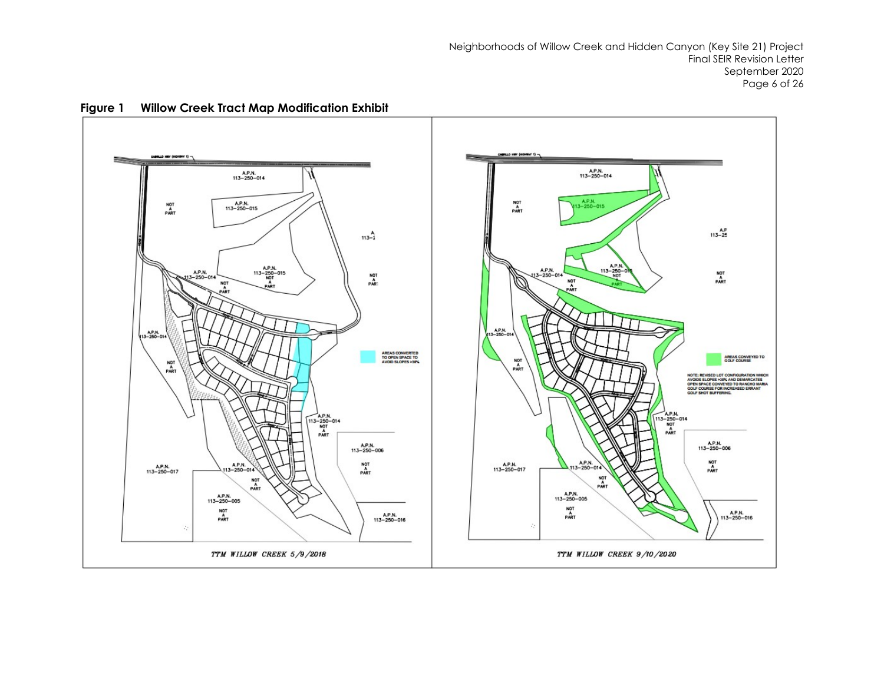**Figure 1 Willow Creek Tract Map Modification Exhibit**

AREAS CONVERTED TO OPEN SPACE TO AVOID SLOPES >30%

*TTM WILLOW CREEK 5/9/2018*

AREAS CONVEYED TO GOLF COURSE

NOTE: REVISED LOT CONFIGURATION WHICH AVOIDS SLOPES >30% AND DEMARCATES OPEN SPACE CONVEYED TO RANCHO MARIA GOLF COURSE FOR INCREASED ERRANT GOLF SHOT BUFFERING.

*TTM WILLOW CREEK 9/10/2020*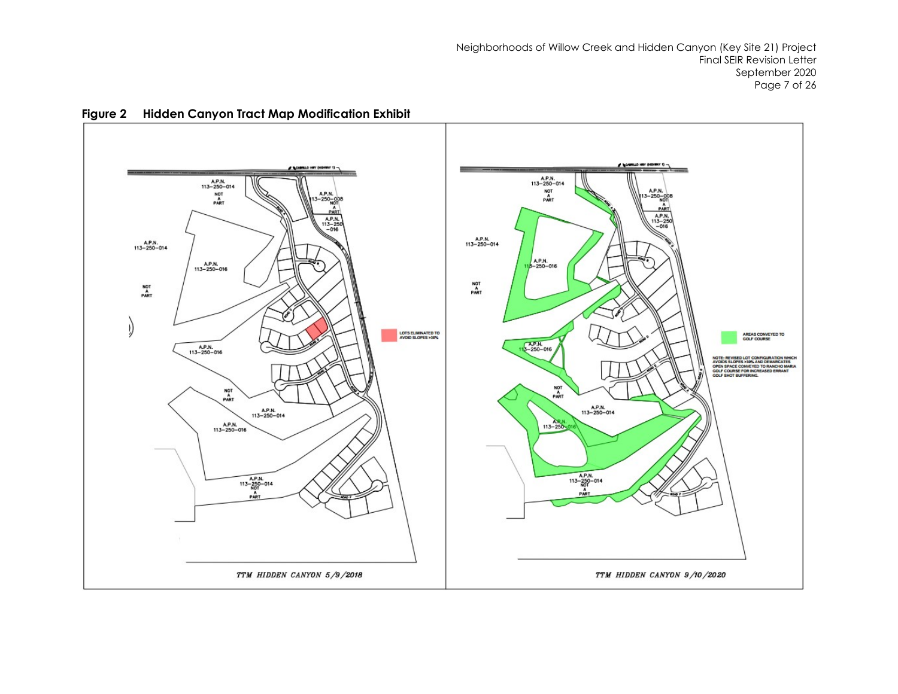**Figure 2 Hidden Canyon Tract Map Modification Exhibit**

A.P.N. 113-250-014 NOT A PART

A.P.N. 113-250-008 NOT A PART

A.P.N. 113-250-016

A.P.N. 113-250-014

A.P.N. 113-250-016

NOT A PART

A.P.N. 113-250-016

NOT A PART

A.P.N. 113-250-014

A.P.N. 113-250-016

A.P.N. 113-250-014 NOT A PART

LOTS ELIMINATED TO AVOID SLOPES >30%

TTM HIDDEN CANYON 5/9/2018

A.P.N. 113-250-014 NOT A PART

A.P.N. 113-250-008 NOT A PART

A.P.N. 113-250-016

A.P.N. 113-250-014

A.P.N. 113-250-016

NOT A PART

A.P.N. 113-250-016

NOT A PART

A.P.N. 113-250-014

A.P.N. 113-250-016

A.P.N. 113-250-014 NOT A PART

AREAS CONVEYED TO GOLF COURSE

NOTE: REVISED LOT CONFIGURATION WHICH AVOIDS SLOPES >30% AND DEMARCATES OPEN SPACE CONVEYED TO RANCHO MARIA GOLF COURSE FOR INCREASED ERRANT GOLF SHOT BUFFERING.

TTM HIDDEN CANYON 9/10/2020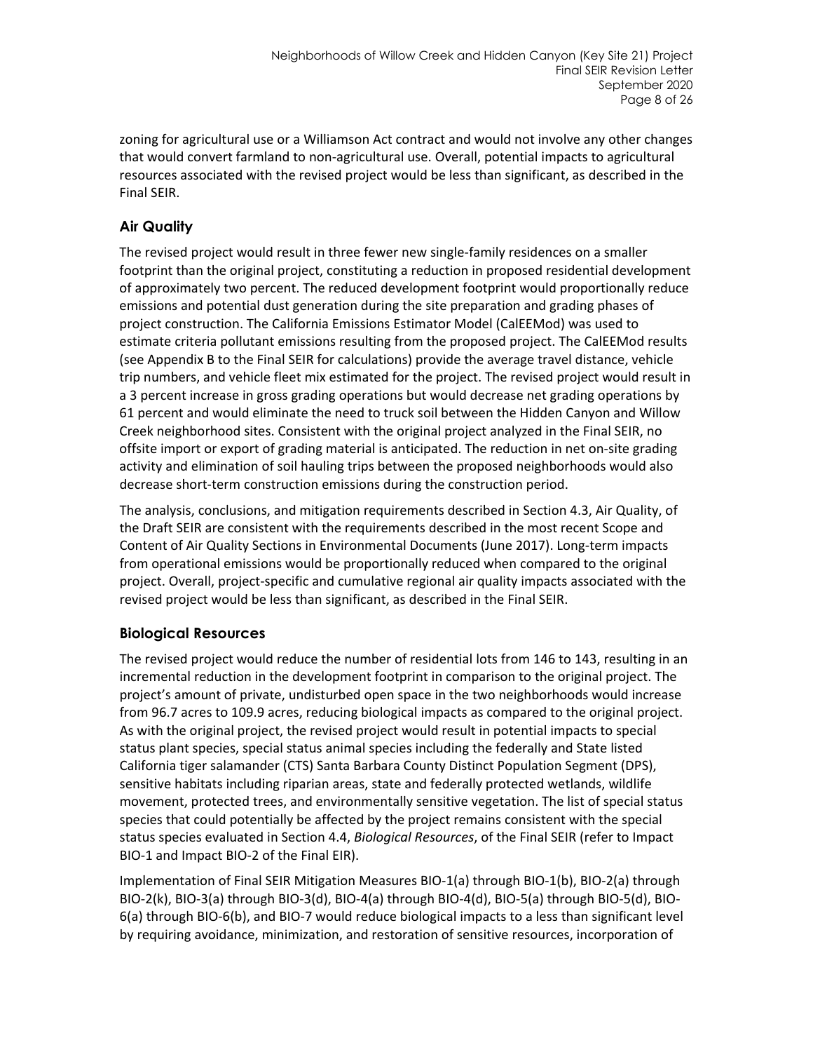zoning for agricultural use or a Williamson Act contract and would not involve any other changes that would convert farmland to non-agricultural use. Overall, potential impacts to agricultural resources associated with the revised project would be less than significant, as described in the Final SEIR.

## Air Quality

The revised project would result in three fewer new single-family residences on a smaller footprint than the original project, constituting a reduction in proposed residential development of approximately two percent. The reduced development footprint would proportionally reduce emissions and potential dust generation during the site preparation and grading phases of project construction. The California Emissions Estimator Model (CalEEMod) was used to estimate criteria pollutant emissions resulting from the proposed project. The CalEEMod results (see Appendix B to the Final SEIR for calculations) provide the average travel distance, vehicle trip numbers, and vehicle fleet mix estimated for the project. The revised project would result in a 3 percent increase in gross grading operations but would decrease net grading operations by 61 percent and would eliminate the need to truck soil between the Hidden Canyon and Willow Creek neighborhood sites. Consistent with the original project analyzed in the Final SEIR, no offsite import or export of grading material is anticipated. The reduction in net on-site grading activity and elimination of soil hauling trips between the proposed neighborhoods would also decrease short-term construction emissions during the construction period.

The analysis, conclusions, and mitigation requirements described in Section 4.3, Air Quality, of the Draft SEIR are consistent with the requirements described in the most recent Scope and Content of Air Quality Sections in Environmental Documents (June 2017). Long-term impacts from operational emissions would be proportionally reduced when compared to the original project. Overall, project-specific and cumulative regional air quality impacts associated with the revised project would be less than significant, as described in the Final SEIR.

## Biological Resources

The revised project would reduce the number of residential lots from 146 to 143, resulting in an incremental reduction in the development footprint in comparison to the original project. The project's amount of private, undisturbed open space in the two neighborhoods would increase from 96.7 acres to 109.9 acres, reducing biological impacts as compared to the original project. As with the original project, the revised project would result in potential impacts to special status plant species, special status animal species including the federally and State listed California tiger salamander (CTS) Santa Barbara County Distinct Population Segment (DPS), sensitive habitats including riparian areas, state and federally protected wetlands, wildlife movement, protected trees, and environmentally sensitive vegetation. The list of special status species that could potentially be affected by the project remains consistent with the special status species evaluated in Section 4.4, *Biological Resources*, of the Final SEIR (refer to Impact BIO-1 and Impact BIO-2 of the Final EIR).

Implementation of Final SEIR Mitigation Measures BIO-1(a) through BIO-1(b), BIO-2(a) through BIO-2(k), BIO-3(a) through BIO-3(d), BIO-4(a) through BIO-4(d), BIO-5(a) through BIO-5(d), BIO-6(a) through BIO-6(b), and BIO-7 would reduce biological impacts to a less than significant level by requiring avoidance, minimization, and restoration of sensitive resources, incorporation of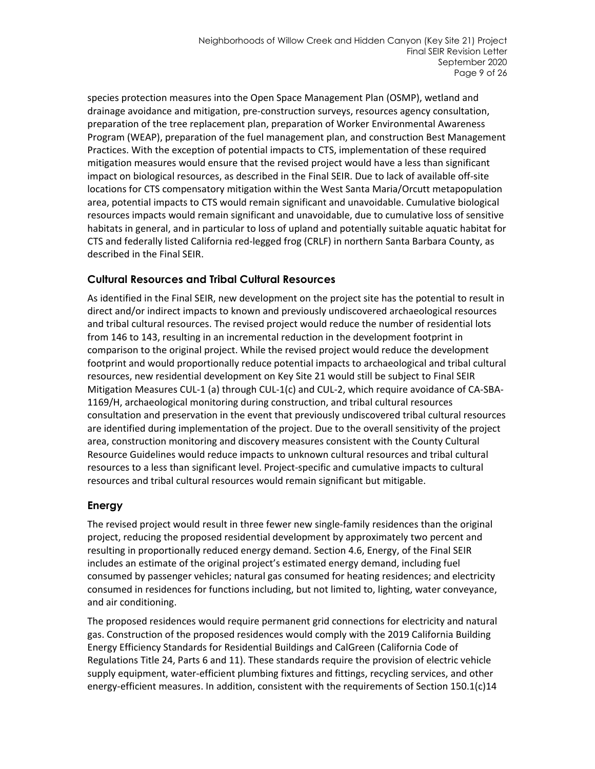species protection measures into the Open Space Management Plan (OSMP), wetland and drainage avoidance and mitigation, pre-construction surveys, resources agency consultation, preparation of the tree replacement plan, preparation of Worker Environmental Awareness Program (WEAP), preparation of the fuel management plan, and construction Best Management Practices. With the exception of potential impacts to CTS, implementation of these required mitigation measures would ensure that the revised project would have a less than significant impact on biological resources, as described in the Final SEIR. Due to lack of available off-site locations for CTS compensatory mitigation within the West Santa Maria/Orcutt metapopulation area, potential impacts to CTS would remain significant and unavoidable. Cumulative biological resources impacts would remain significant and unavoidable, due to cumulative loss of sensitive habitats in general, and in particular to loss of upland and potentially suitable aquatic habitat for CTS and federally listed California red-legged frog (CRLF) in northern Santa Barbara County, as described in the Final SEIR.

## Cultural Resources and Tribal Cultural Resources

As identified in the Final SEIR, new development on the project site has the potential to result in direct and/or indirect impacts to known and previously undiscovered archaeological resources and tribal cultural resources. The revised project would reduce the number of residential lots from 146 to 143, resulting in an incremental reduction in the development footprint in comparison to the original project. While the revised project would reduce the development footprint and would proportionally reduce potential impacts to archaeological and tribal cultural resources, new residential development on Key Site 21 would still be subject to Final SEIR Mitigation Measures CUL-1 (a) through CUL-1(c) and CUL-2, which require avoidance of CA-SBA-1169/H, archaeological monitoring during construction, and tribal cultural resources consultation and preservation in the event that previously undiscovered tribal cultural resources are identified during implementation of the project. Due to the overall sensitivity of the project area, construction monitoring and discovery measures consistent with the County Cultural Resource Guidelines would reduce impacts to unknown cultural resources and tribal cultural resources to a less than significant level. Project-specific and cumulative impacts to cultural resources and tribal cultural resources would remain significant but mitigable.

## Energy

The revised project would result in three fewer new single-family residences than the original project, reducing the proposed residential development by approximately two percent and resulting in proportionally reduced energy demand. Section 4.6, Energy, of the Final SEIR includes an estimate of the original project's estimated energy demand, including fuel consumed by passenger vehicles; natural gas consumed for heating residences; and electricity consumed in residences for functions including, but not limited to, lighting, water conveyance, and air conditioning.

The proposed residences would require permanent grid connections for electricity and natural gas. Construction of the proposed residences would comply with the 2019 California Building Energy Efficiency Standards for Residential Buildings and CalGreen (California Code of Regulations Title 24, Parts 6 and 11). These standards require the provision of electric vehicle supply equipment, water-efficient plumbing fixtures and fittings, recycling services, and other energy-efficient measures. In addition, consistent with the requirements of Section 150.1(c)14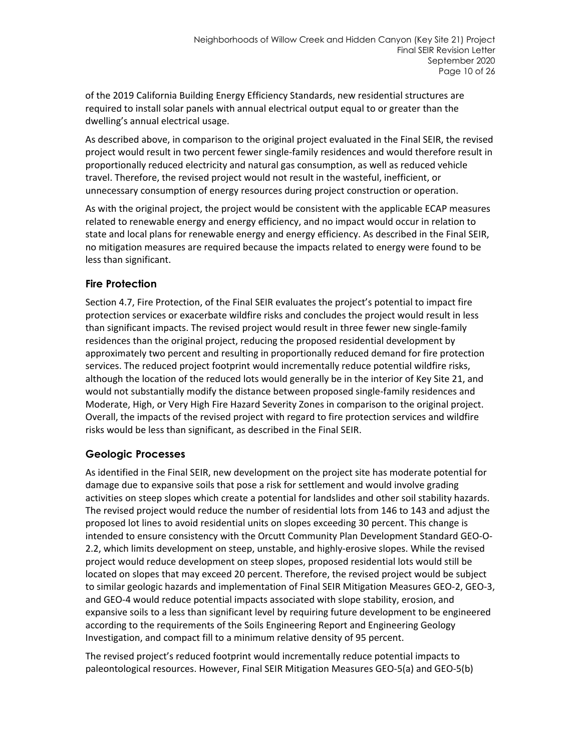of the 2019 California Building Energy Efficiency Standards, new residential structures are required to install solar panels with annual electrical output equal to or greater than the dwelling's annual electrical usage.

As described above, in comparison to the original project evaluated in the Final SEIR, the revised project would result in two percent fewer single-family residences and would therefore result in proportionally reduced electricity and natural gas consumption, as well as reduced vehicle travel. Therefore, the revised project would not result in the wasteful, inefficient, or unnecessary consumption of energy resources during project construction or operation.

As with the original project, the project would be consistent with the applicable ECAP measures related to renewable energy and energy efficiency, and no impact would occur in relation to state and local plans for renewable energy and energy efficiency. As described in the Final SEIR, no mitigation measures are required because the impacts related to energy were found to be less than significant.

## Fire Protection

Section 4.7, Fire Protection, of the Final SEIR evaluates the project's potential to impact fire protection services or exacerbate wildfire risks and concludes the project would result in less than significant impacts. The revised project would result in three fewer new single-family residences than the original project, reducing the proposed residential development by approximately two percent and resulting in proportionally reduced demand for fire protection services. The reduced project footprint would incrementally reduce potential wildfire risks, although the location of the reduced lots would generally be in the interior of Key Site 21, and would not substantially modify the distance between proposed single-family residences and Moderate, High, or Very High Fire Hazard Severity Zones in comparison to the original project. Overall, the impacts of the revised project with regard to fire protection services and wildfire risks would be less than significant, as described in the Final SEIR.

## Geologic Processes

As identified in the Final SEIR, new development on the project site has moderate potential for damage due to expansive soils that pose a risk for settlement and would involve grading activities on steep slopes which create a potential for landslides and other soil stability hazards. The revised project would reduce the number of residential lots from 146 to 143 and adjust the proposed lot lines to avoid residential units on slopes exceeding 30 percent. This change is intended to ensure consistency with the Orcutt Community Plan Development Standard GEO-O-2.2, which limits development on steep, unstable, and highly-erosive slopes. While the revised project would reduce development on steep slopes, proposed residential lots would still be located on slopes that may exceed 20 percent. Therefore, the revised project would be subject to similar geologic hazards and implementation of Final SEIR Mitigation Measures GEO-2, GEO-3, and GEO-4 would reduce potential impacts associated with slope stability, erosion, and expansive soils to a less than significant level by requiring future development to be engineered according to the requirements of the Soils Engineering Report and Engineering Geology Investigation, and compact fill to a minimum relative density of 95 percent.

The revised project's reduced footprint would incrementally reduce potential impacts to paleontological resources. However, Final SEIR Mitigation Measures GEO-5(a) and GEO-5(b)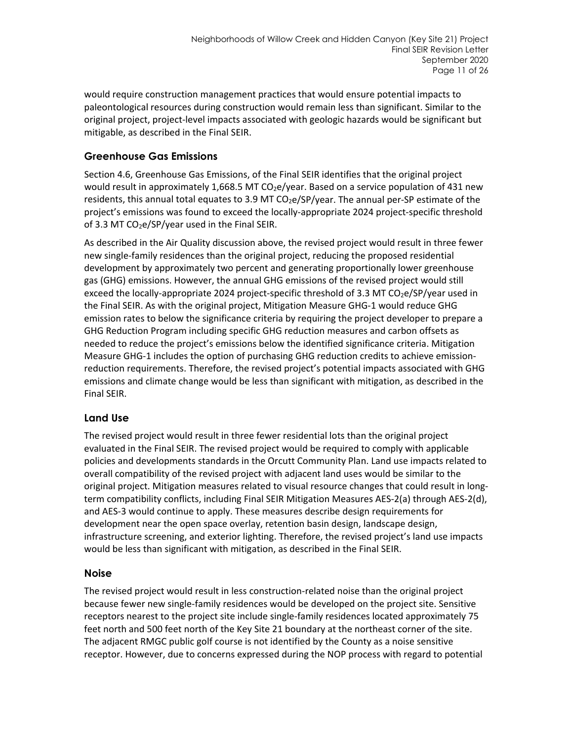would require construction management practices that would ensure potential impacts to paleontological resources during construction would remain less than significant. Similar to the original project, project-level impacts associated with geologic hazards would be significant but mitigable, as described in the Final SEIR.

## Greenhouse Gas Emissions

Section 4.6, Greenhouse Gas Emissions, of the Final SEIR identifies that the original project would result in approximately 1,668.5 MT $CO_2e$/year. Based on a service population of 431 new residents, this annual total equates to 3.9 MT $CO_2e$/SP/year. The annual per-SP estimate of the project's emissions was found to exceed the locally-appropriate 2024 project-specific threshold of 3.3 MT $CO_2e$/SP/year used in the Final SEIR.

As described in the Air Quality discussion above, the revised project would result in three fewer new single-family residences than the original project, reducing the proposed residential development by approximately two percent and generating proportionally lower greenhouse gas (GHG) emissions. However, the annual GHG emissions of the revised project would still exceed the locally-appropriate 2024 project-specific threshold of 3.3 MT $CO_2e$/SP/year used in the Final SEIR. As with the original project, Mitigation Measure GHG-1 would reduce GHG emission rates to below the significance criteria by requiring the project developer to prepare a GHG Reduction Program including specific GHG reduction measures and carbon offsets as needed to reduce the project's emissions below the identified significance criteria. Mitigation Measure GHG-1 includes the option of purchasing GHG reduction credits to achieve emission-reduction requirements. Therefore, the revised project's potential impacts associated with GHG emissions and climate change would be less than significant with mitigation, as described in the Final SEIR.

## Land Use

The revised project would result in three fewer residential lots than the original project evaluated in the Final SEIR. The revised project would be required to comply with applicable policies and developments standards in the Orcutt Community Plan. Land use impacts related to overall compatibility of the revised project with adjacent land uses would be similar to the original project. Mitigation measures related to visual resource changes that could result in long-term compatibility conflicts, including Final SEIR Mitigation Measures AES-2(a) through AES-2(d), and AES-3 would continue to apply. These measures describe design requirements for development near the open space overlay, retention basin design, landscape design, infrastructure screening, and exterior lighting. Therefore, the revised project's land use impacts would be less than significant with mitigation, as described in the Final SEIR.

## Noise

The revised project would result in less construction-related noise than the original project because fewer new single-family residences would be developed on the project site. Sensitive receptors nearest to the project site include single-family residences located approximately 75 feet north and 500 feet north of the Key Site 21 boundary at the northeast corner of the site. The adjacent RMGC public golf course is not identified by the County as a noise sensitive receptor. However, due to concerns expressed during the NOP process with regard to potential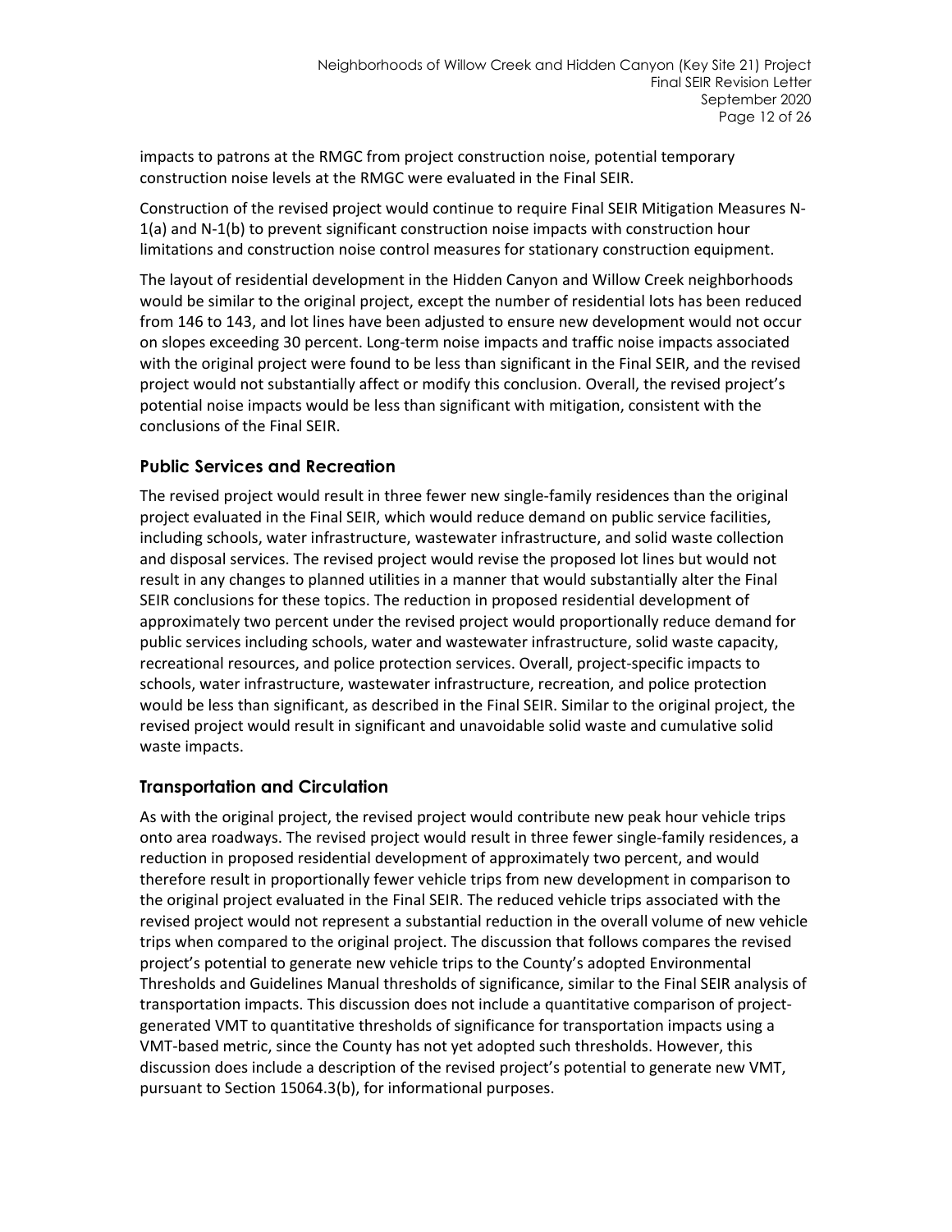impacts to patrons at the RMGC from project construction noise, potential temporary construction noise levels at the RMGC were evaluated in the Final SEIR.

Construction of the revised project would continue to require Final SEIR Mitigation Measures N-1(a) and N-1(b) to prevent significant construction noise impacts with construction hour limitations and construction noise control measures for stationary construction equipment.

The layout of residential development in the Hidden Canyon and Willow Creek neighborhoods would be similar to the original project, except the number of residential lots has been reduced from 146 to 143, and lot lines have been adjusted to ensure new development would not occur on slopes exceeding 30 percent. Long-term noise impacts and traffic noise impacts associated with the original project were found to be less than significant in the Final SEIR, and the revised project would not substantially affect or modify this conclusion. Overall, the revised project's potential noise impacts would be less than significant with mitigation, consistent with the conclusions of the Final SEIR.

## Public Services and Recreation

The revised project would result in three fewer new single-family residences than the original project evaluated in the Final SEIR, which would reduce demand on public service facilities, including schools, water infrastructure, wastewater infrastructure, and solid waste collection and disposal services. The revised project would revise the proposed lot lines but would not result in any changes to planned utilities in a manner that would substantially alter the Final SEIR conclusions for these topics. The reduction in proposed residential development of approximately two percent under the revised project would proportionally reduce demand for public services including schools, water and wastewater infrastructure, solid waste capacity, recreational resources, and police protection services. Overall, project-specific impacts to schools, water infrastructure, wastewater infrastructure, recreation, and police protection would be less than significant, as described in the Final SEIR. Similar to the original project, the revised project would result in significant and unavoidable solid waste and cumulative solid waste impacts.

## Transportation and Circulation

As with the original project, the revised project would contribute new peak hour vehicle trips onto area roadways. The revised project would result in three fewer single-family residences, a reduction in proposed residential development of approximately two percent, and would therefore result in proportionally fewer vehicle trips from new development in comparison to the original project evaluated in the Final SEIR. The reduced vehicle trips associated with the revised project would not represent a substantial reduction in the overall volume of new vehicle trips when compared to the original project. The discussion that follows compares the revised project's potential to generate new vehicle trips to the County's adopted Environmental Thresholds and Guidelines Manual thresholds of significance, similar to the Final SEIR analysis of transportation impacts. This discussion does not include a quantitative comparison of project-generated VMT to quantitative thresholds of significance for transportation impacts using a VMT-based metric, since the County has not yet adopted such thresholds. However, this discussion does include a description of the revised project's potential to generate new VMT, pursuant to Section 15064.3(b), for informational purposes.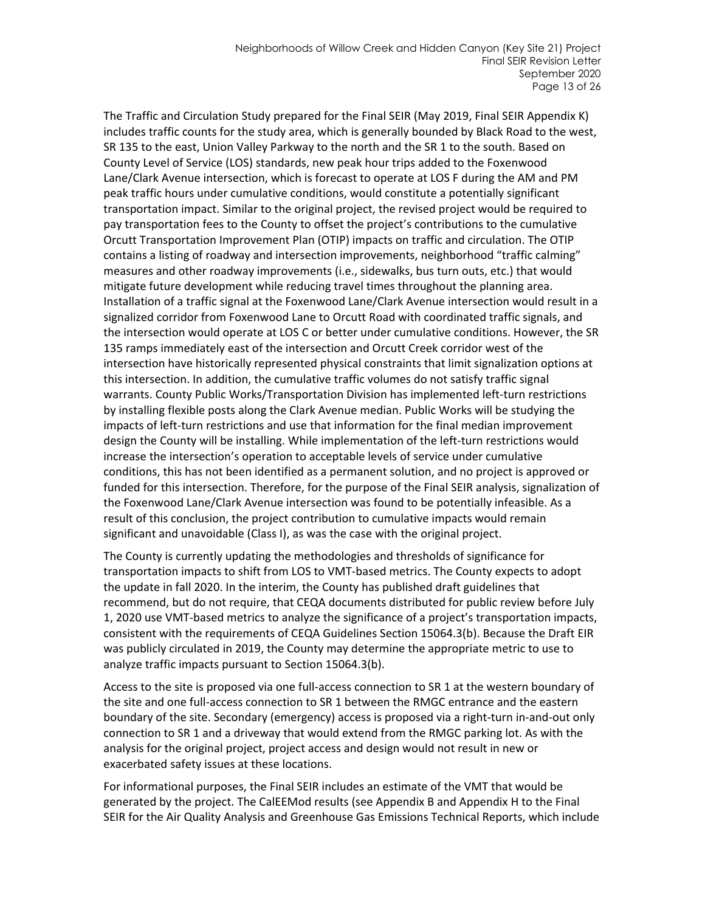The Traffic and Circulation Study prepared for the Final SEIR (May 2019, Final SEIR Appendix K) includes traffic counts for the study area, which is generally bounded by Black Road to the west, SR 135 to the east, Union Valley Parkway to the north and the SR 1 to the south. Based on County Level of Service (LOS) standards, new peak hour trips added to the Foxenwood Lane/Clark Avenue intersection, which is forecast to operate at LOS F during the AM and PM peak traffic hours under cumulative conditions, would constitute a potentially significant transportation impact. Similar to the original project, the revised project would be required to pay transportation fees to the County to offset the project's contributions to the cumulative Orcutt Transportation Improvement Plan (OTIP) impacts on traffic and circulation. The OTIP contains a listing of roadway and intersection improvements, neighborhood "traffic calming" measures and other roadway improvements (i.e., sidewalks, bus turn outs, etc.) that would mitigate future development while reducing travel times throughout the planning area. Installation of a traffic signal at the Foxenwood Lane/Clark Avenue intersection would result in a signalized corridor from Foxenwood Lane to Orcutt Road with coordinated traffic signals, and the intersection would operate at LOS C or better under cumulative conditions. However, the SR 135 ramps immediately east of the intersection and Orcutt Creek corridor west of the intersection have historically represented physical constraints that limit signalization options at this intersection. In addition, the cumulative traffic volumes do not satisfy traffic signal warrants. County Public Works/Transportation Division has implemented left-turn restrictions by installing flexible posts along the Clark Avenue median. Public Works will be studying the impacts of left-turn restrictions and use that information for the final median improvement design the County will be installing. While implementation of the left-turn restrictions would increase the intersection's operation to acceptable levels of service under cumulative conditions, this has not been identified as a permanent solution, and no project is approved or funded for this intersection. Therefore, for the purpose of the Final SEIR analysis, signalization of the Foxenwood Lane/Clark Avenue intersection was found to be potentially infeasible. As a result of this conclusion, the project contribution to cumulative impacts would remain significant and unavoidable (Class I), as was the case with the original project.

The County is currently updating the methodologies and thresholds of significance for transportation impacts to shift from LOS to VMT-based metrics. The County expects to adopt the update in fall 2020. In the interim, the County has published draft guidelines that recommend, but do not require, that CEQA documents distributed for public review before July 1, 2020 use VMT-based metrics to analyze the significance of a project's transportation impacts, consistent with the requirements of CEQA Guidelines Section 15064.3(b). Because the Draft EIR was publicly circulated in 2019, the County may determine the appropriate metric to use to analyze traffic impacts pursuant to Section 15064.3(b).

Access to the site is proposed via one full-access connection to SR 1 at the western boundary of the site and one full-access connection to SR 1 between the RMGC entrance and the eastern boundary of the site. Secondary (emergency) access is proposed via a right-turn in-and-out only connection to SR 1 and a driveway that would extend from the RMGC parking lot. As with the analysis for the original project, project access and design would not result in new or exacerbated safety issues at these locations.

For informational purposes, the Final SEIR includes an estimate of the VMT that would be generated by the project. The CalEEMod results (see Appendix B and Appendix H to the Final SEIR for the Air Quality Analysis and Greenhouse Gas Emissions Technical Reports, which include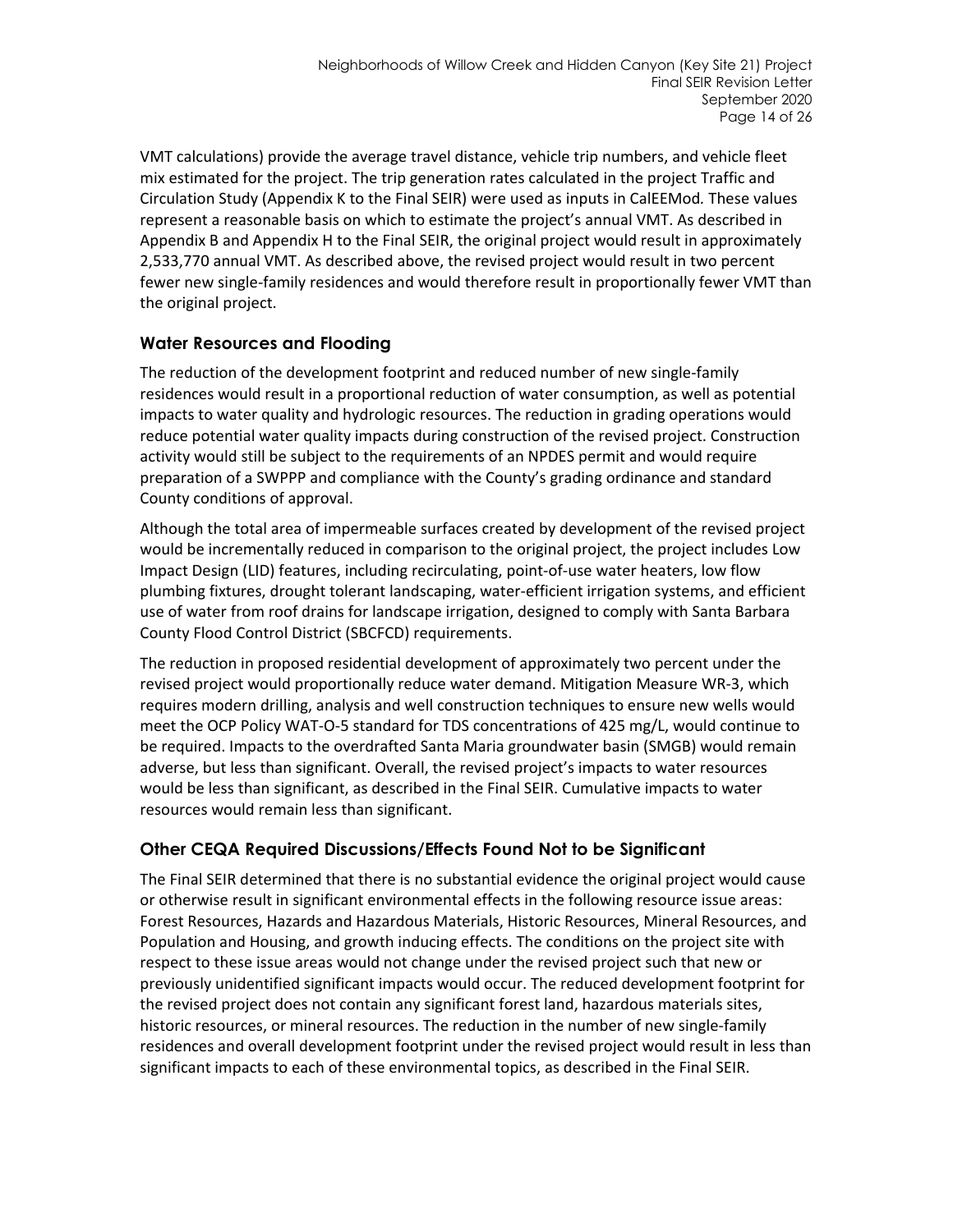VMT calculations) provide the average travel distance, vehicle trip numbers, and vehicle fleet mix estimated for the project. The trip generation rates calculated in the project Traffic and Circulation Study (Appendix K to the Final SEIR) were used as inputs in CalEEMod*.* These values represent a reasonable basis on which to estimate the project's annual VMT. As described in Appendix B and Appendix H to the Final SEIR, the original project would result in approximately 2,533,770 annual VMT. As described above, the revised project would result in two percent fewer new single-family residences and would therefore result in proportionally fewer VMT than the original project.

## Water Resources and Flooding

The reduction of the development footprint and reduced number of new single-family residences would result in a proportional reduction of water consumption, as well as potential impacts to water quality and hydrologic resources. The reduction in grading operations would reduce potential water quality impacts during construction of the revised project. Construction activity would still be subject to the requirements of an NPDES permit and would require preparation of a SWPPP and compliance with the County's grading ordinance and standard County conditions of approval.

Although the total area of impermeable surfaces created by development of the revised project would be incrementally reduced in comparison to the original project, the project includes Low Impact Design (LID) features, including recirculating, point-of-use water heaters, low flow plumbing fixtures, drought tolerant landscaping, water-efficient irrigation systems, and efficient use of water from roof drains for landscape irrigation, designed to comply with Santa Barbara County Flood Control District (SBCFCD) requirements.

The reduction in proposed residential development of approximately two percent under the revised project would proportionally reduce water demand. Mitigation Measure WR-3, which requires modern drilling, analysis and well construction techniques to ensure new wells would meet the OCP Policy WAT-O-5 standard for TDS concentrations of 425 mg/L, would continue to be required. Impacts to the overdrafted Santa Maria groundwater basin (SMGB) would remain adverse, but less than significant. Overall, the revised project's impacts to water resources would be less than significant, as described in the Final SEIR. Cumulative impacts to water resources would remain less than significant.

## Other CEQA Required Discussions/Effects Found Not to be Significant

The Final SEIR determined that there is no substantial evidence the original project would cause or otherwise result in significant environmental effects in the following resource issue areas: Forest Resources, Hazards and Hazardous Materials, Historic Resources, Mineral Resources, and Population and Housing, and growth inducing effects. The conditions on the project site with respect to these issue areas would not change under the revised project such that new or previously unidentified significant impacts would occur. The reduced development footprint for the revised project does not contain any significant forest land, hazardous materials sites, historic resources, or mineral resources. The reduction in the number of new single-family residences and overall development footprint under the revised project would result in less than significant impacts to each of these environmental topics, as described in the Final SEIR.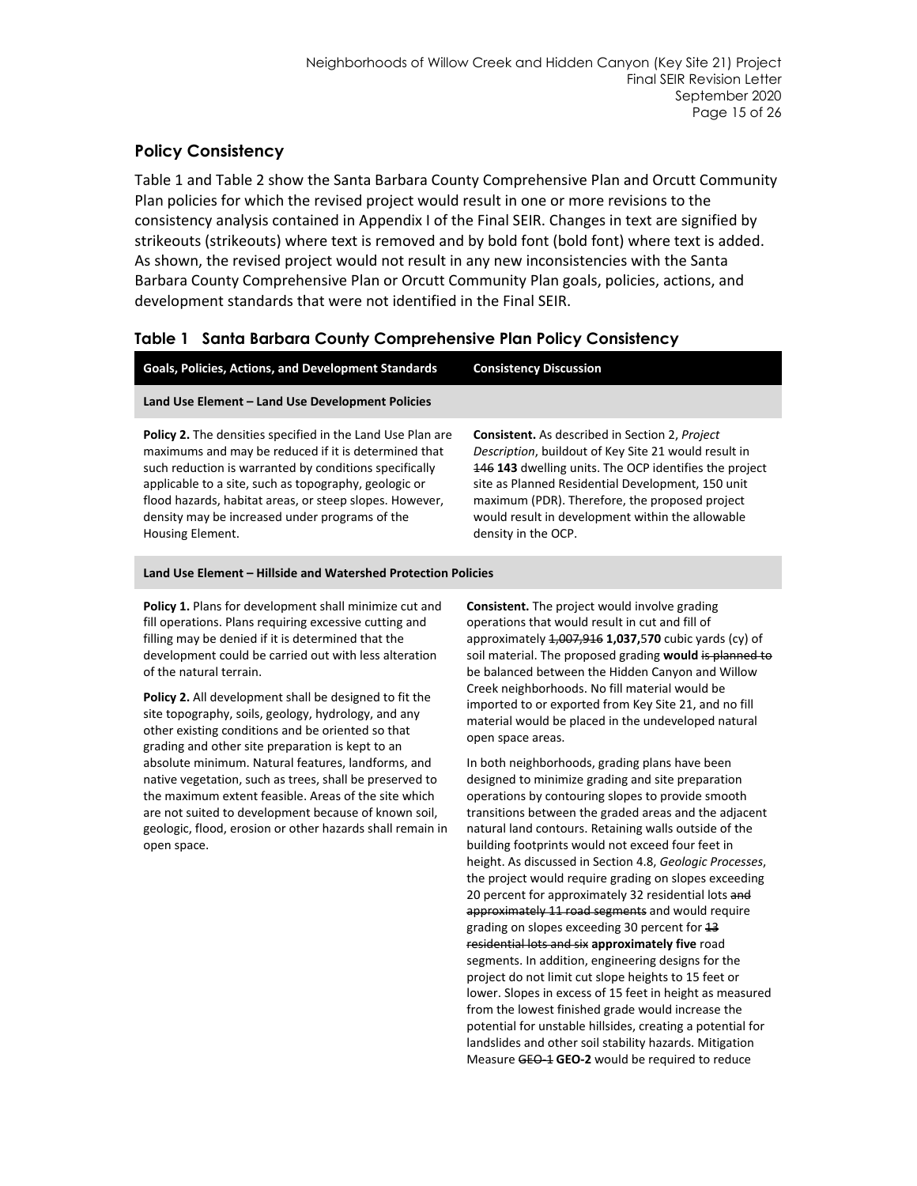## Policy Consistency

Table 1 and Table 2 show the Santa Barbara County Comprehensive Plan and Orcutt Community Plan policies for which the revised project would result in one or more revisions to the consistency analysis contained in Appendix I of the Final SEIR. Changes in text are signified by strikeouts (~~strikeouts~~) where text is removed and by bold font (**bold font**) where text is added. As shown, the revised project would not result in any new inconsistencies with the Santa Barbara County Comprehensive Plan or Orcutt Community Plan goals, policies, actions, and development standards that were not identified in the Final SEIR.

### Table 1 Santa Barbara County Comprehensive Plan Policy Consistency

| Goals, Policies, Actions, and Development Standards | Consistency Discussion |
|---|---|
| **Land Use Element – Land Use Development Policies** | |
| **Policy 2.** The densities specified in the Land Use Plan are maximums and may be reduced if it is determined that such reduction is warranted by conditions specifically applicable to a site, such as topography, geologic or flood hazards, habitat areas, or steep slopes. However, density may be increased under programs of the Housing Element. | **Consistent.** As described in Section 2, *Project Description*, buildout of Key Site 21 would result in ~~146~~ **143** dwelling units. The OCP identifies the project site as Planned Residential Development, 150 unit maximum (PDR). Therefore, the proposed project would result in development within the allowable density in the OCP. |
| **Land Use Element – Hillside and Watershed Protection Policies** | |
| **Policy 1.** Plans for development shall minimize cut and fill operations. Plans requiring excessive cutting and filling may be denied if it is determined that the development could be carried out with less alteration of the natural terrain.<br><br>**Policy 2.** All development shall be designed to fit the site topography, soils, geology, hydrology, and any other existing conditions and be oriented so that grading and other site preparation is kept to an absolute minimum. Natural features, landforms, and native vegetation, such as trees, shall be preserved to the maximum extent feasible. Areas of the site which are not suited to development because of known soil, geologic, flood, erosion or other hazards shall remain in open space. | **Consistent.** The project would involve grading operations that would result in cut and fill of approximately ~~1,007,916~~ **1,037,**5**70** cubic yards (cy) of soil material. The proposed grading **would** ~~is planned to~~ be balanced between the Hidden Canyon and Willow Creek neighborhoods. No fill material would be imported to or exported from Key Site 21, and no fill material would be placed in the undeveloped natural open space areas.<br><br>In both neighborhoods, grading plans have been designed to minimize grading and site preparation operations by contouring slopes to provide smooth transitions between the graded areas and the adjacent natural land contours. Retaining walls outside of the building footprints would not exceed four feet in height. As discussed in Section 4.8, *Geologic Processes*, the project would require grading on slopes exceeding 20 percent for approximately 32 residential lots ~~and approximately 11 road segments~~ and would require grading on slopes exceeding 30 percent for ~~13 residential lots and six~~ **approximately five** road segments. In addition, engineering designs for the project do not limit cut slope heights to 15 feet or lower. Slopes in excess of 15 feet in height as measured from the lowest finished grade would increase the potential for unstable hillsides, creating a potential for landslides and other soil stability hazards. Mitigation Measure ~~GEO-1~~ **GEO-2** would be required to reduce |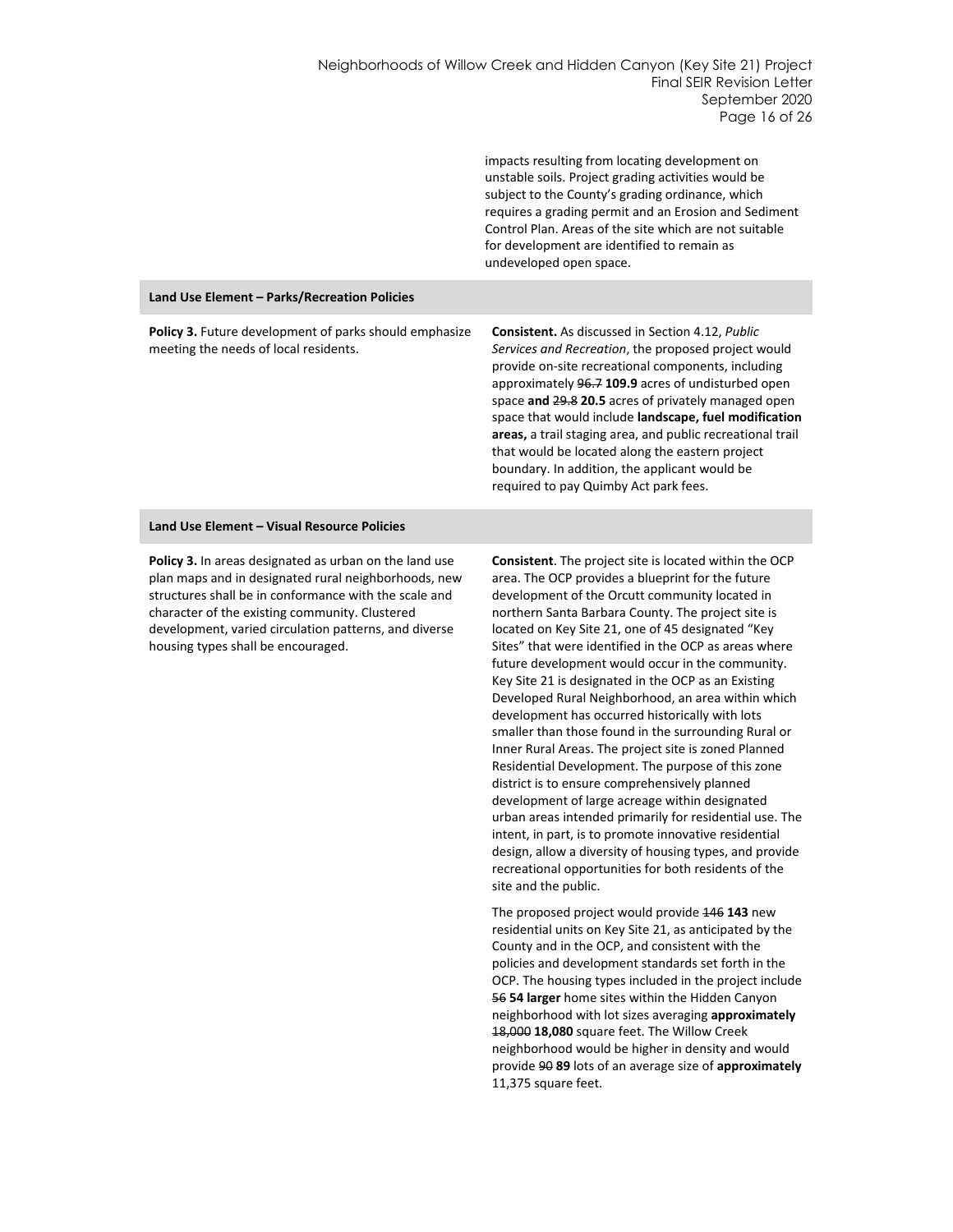| | |
|---|---|
| | impacts resulting from locating development on unstable soils. Project grading activities would be subject to the County's grading ordinance, which requires a grading permit and an Erosion and Sediment Control Plan. Areas of the site which are not suitable for development are identified to remain as undeveloped open space. |
| **Land Use Element – Parks/Recreation Policies** | |
| **Policy 3.** Future development of parks should emphasize meeting the needs of local residents. | **Consistent.** As discussed in Section 4.12, *Public Services and Recreation*, the proposed project would provide on-site recreational components, including approximately ~~96.7~~ **109.9** acres of undisturbed open space **and** ~~29.8~~ **20.5** acres of privately managed open space that would include **landscape, fuel modification areas,** a trail staging area, and public recreational trail that would be located along the eastern project boundary. In addition, the applicant would be required to pay Quimby Act park fees. |
| **Land Use Element – Visual Resource Policies** | |
| **Policy 3.** In areas designated as urban on the land use plan maps and in designated rural neighborhoods, new structures shall be in conformance with the scale and character of the existing community. Clustered development, varied circulation patterns, and diverse housing types shall be encouraged. | **Consistent**. The project site is located within the OCP area. The OCP provides a blueprint for the future development of the Orcutt community located in northern Santa Barbara County. The project site is located on Key Site 21, one of 45 designated "Key Sites" that were identified in the OCP as areas where future development would occur in the community. Key Site 21 is designated in the OCP as an Existing Developed Rural Neighborhood, an area within which development has occurred historically with lots smaller than those found in the surrounding Rural or Inner Rural Areas. The project site is zoned Planned Residential Development. The purpose of this zone district is to ensure comprehensively planned development of large acreage within designated urban areas intended primarily for residential use. The intent, in part, is to promote innovative residential design, allow a diversity of housing types, and provide recreational opportunities for both residents of the site and the public.<br><br>The proposed project would provide ~~146~~ **143** new residential units on Key Site 21, as anticipated by the County and in the OCP, and consistent with the policies and development standards set forth in the OCP. The housing types included in the project include ~~56~~ **54 larger** home sites within the Hidden Canyon neighborhood with lot sizes averaging **approximately** ~~18,000~~ **18,080** square feet. The Willow Creek neighborhood would be higher in density and would provide ~~90~~ **89** lots of an average size of **approximately** 11,375 square feet. |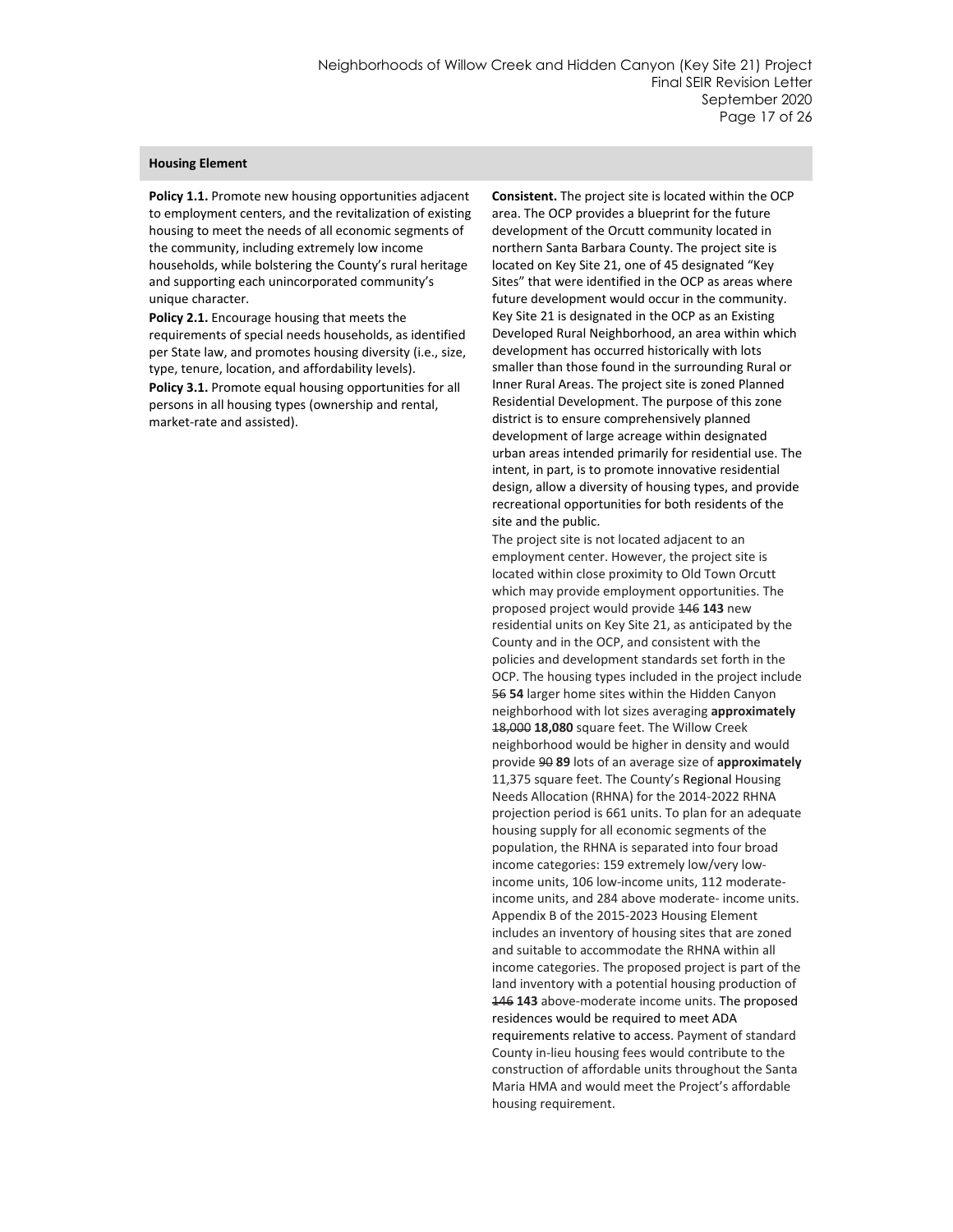| Housing Element | |
|---|---|
| **Policy 1.1.** Promote new housing opportunities adjacent to employment centers, and the revitalization of existing housing to meet the needs of all economic segments of the community, including extremely low income households, while bolstering the County's rural heritage and supporting each unincorporated community's unique character.<br>**Policy 2.1.** Encourage housing that meets the requirements of special needs households, as identified per State law, and promotes housing diversity (i.e., size, type, tenure, location, and affordability levels).<br>**Policy 3.1.** Promote equal housing opportunities for all persons in all housing types (ownership and rental, market-rate and assisted). | **Consistent.** The project site is located within the OCP area. The OCP provides a blueprint for the future development of the Orcutt community located in northern Santa Barbara County. The project site is located on Key Site 21, one of 45 designated "Key Sites" that were identified in the OCP as areas where future development would occur in the community. Key Site 21 is designated in the OCP as an Existing Developed Rural Neighborhood, an area within which development has occurred historically with lots smaller than those found in the surrounding Rural or Inner Rural Areas. The project site is zoned Planned Residential Development. The purpose of this zone district is to ensure comprehensively planned development of large acreage within designated urban areas intended primarily for residential use. The intent, in part, is to promote innovative residential design, allow a diversity of housing types, and provide recreational opportunities for both residents of the site and the public.<br>The project site is not located adjacent to an employment center. However, the project site is located within close proximity to Old Town Orcutt which may provide employment opportunities. The proposed project would provide ~~146~~ **143** new residential units on Key Site 21, as anticipated by the County and in the OCP, and consistent with the policies and development standards set forth in the OCP. The housing types included in the project include ~~56~~ **54** larger home sites within the Hidden Canyon neighborhood with lot sizes averaging **approximately** ~~18,000~~ **18,080** square feet. The Willow Creek neighborhood would be higher in density and would provide ~~90~~ **89** lots of an average size of **approximately** 11,375 square feet. The County's Regional Housing Needs Allocation (RHNA) for the 2014-2022 RHNA projection period is 661 units. To plan for an adequate housing supply for all economic segments of the population, the RHNA is separated into four broad income categories: 159 extremely low/very low-income units, 106 low-income units, 112 moderate-income units, and 284 above moderate- income units. Appendix B of the 2015-2023 Housing Element includes an inventory of housing sites that are zoned and suitable to accommodate the RHNA within all income categories. The proposed project is part of the land inventory with a potential housing production of ~~146~~ **143** above-moderate income units. The proposed residences would be required to meet ADA requirements relative to access. Payment of standard County in-lieu housing fees would contribute to the construction of affordable units throughout the Santa Maria HMA and would meet the Project's affordable housing requirement. |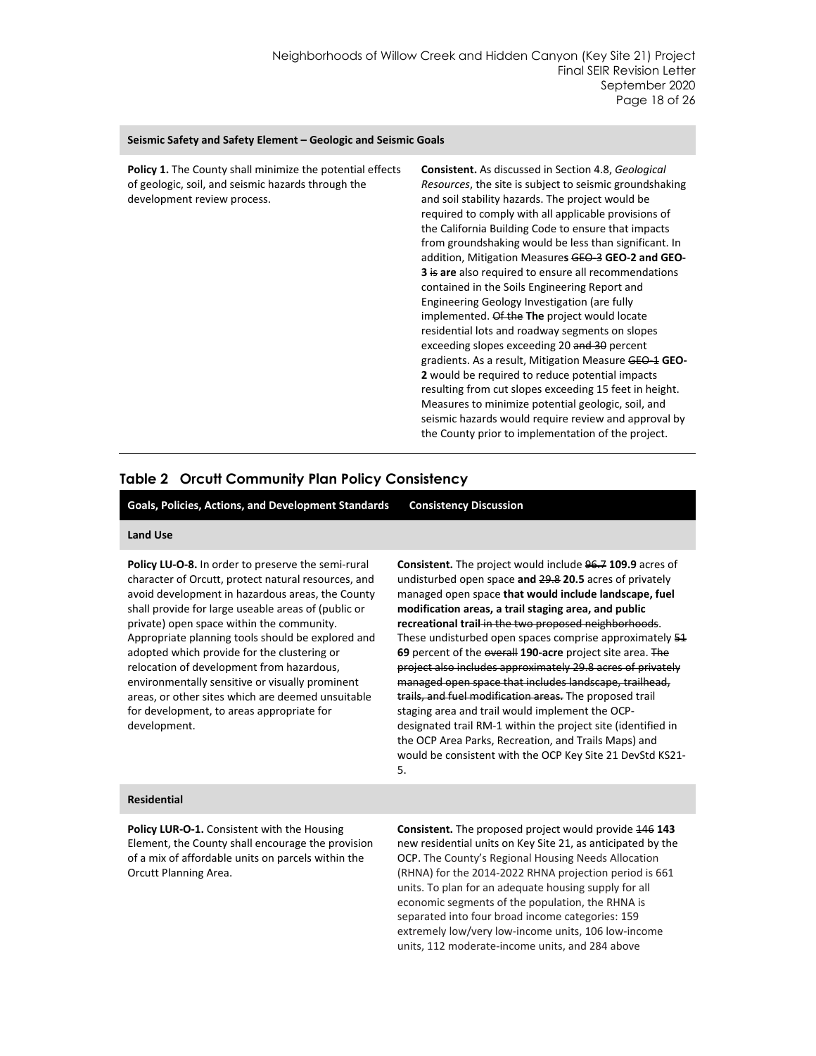| | |
|---|---|
| **Seismic Safety and Safety Element – Geologic and Seismic Goals** | |
| **Policy 1.** The County shall minimize the potential effects of geologic, soil, and seismic hazards through the development review process. | **Consistent.** As discussed in Section 4.8, *Geological Resources*, the site is subject to seismic groundshaking and soil stability hazards. The project would be required to comply with all applicable provisions of the California Building Code to ensure that impacts from groundshaking would be less than significant. In addition, Mitigation Measure**s** ~~GEO-3~~ **GEO-2 and GEO-3** ~~is~~ **are** also required to ensure all recommendations contained in the Soils Engineering Report and Engineering Geology Investigation (are fully implemented. ~~Of the~~ **The** project would locate residential lots and roadway segments on slopes exceeding slopes exceeding 20 ~~and 30~~ percent gradients. As a result, Mitigation Measure ~~GEO-1~~ **GEO-2** would be required to reduce potential impacts resulting from cut slopes exceeding 15 feet in height. Measures to minimize potential geologic, soil, and seismic hazards would require review and approval by the County prior to implementation of the project. |

## Table 2 Orcutt Community Plan Policy Consistency

| Goals, Policies, Actions, and Development Standards | Consistency Discussion |
|---|---|
| **Land Use** | |
| **Policy LU-O-8.** In order to preserve the semi-rural character of Orcutt, protect natural resources, and avoid development in hazardous areas, the County shall provide for large useable areas of (public or private) open space within the community. Appropriate planning tools should be explored and adopted which provide for the clustering or relocation of development from hazardous, environmentally sensitive or visually prominent areas, or other sites which are deemed unsuitable for development, to areas appropriate for development. | **Consistent.** The project would include ~~96.7~~ **109.9** acres of undisturbed open space **and** ~~29.8~~ **20.5** acres of privately managed open space **that would include landscape, fuel modification areas, a trail staging area, and public recreational trail** ~~in the two proposed neighborhoods~~. These undisturbed open spaces comprise approximately ~~51~~ **69** percent of the ~~overall~~ **190-acre** project site area. ~~The project also includes approximately 29.8 acres of privately managed open space that includes landscape, trailhead, trails, and fuel modification areas.~~ The proposed trail staging area and trail would implement the OCP-designated trail RM-1 within the project site (identified in the OCP Area Parks, Recreation, and Trails Maps) and would be consistent with the OCP Key Site 21 DevStd KS21-5. |
| **Residential** | |
| **Policy LUR-O-1.** Consistent with the Housing Element, the County shall encourage the provision of a mix of affordable units on parcels within the Orcutt Planning Area. | **Consistent.** The proposed project would provide ~~146~~ **143** new residential units on Key Site 21, as anticipated by the OCP. The County's Regional Housing Needs Allocation (RHNA) for the 2014-2022 RHNA projection period is 661 units. To plan for an adequate housing supply for all economic segments of the population, the RHNA is separated into four broad income categories: 159 extremely low/very low-income units, 106 low-income units, 112 moderate-income units, and 284 above |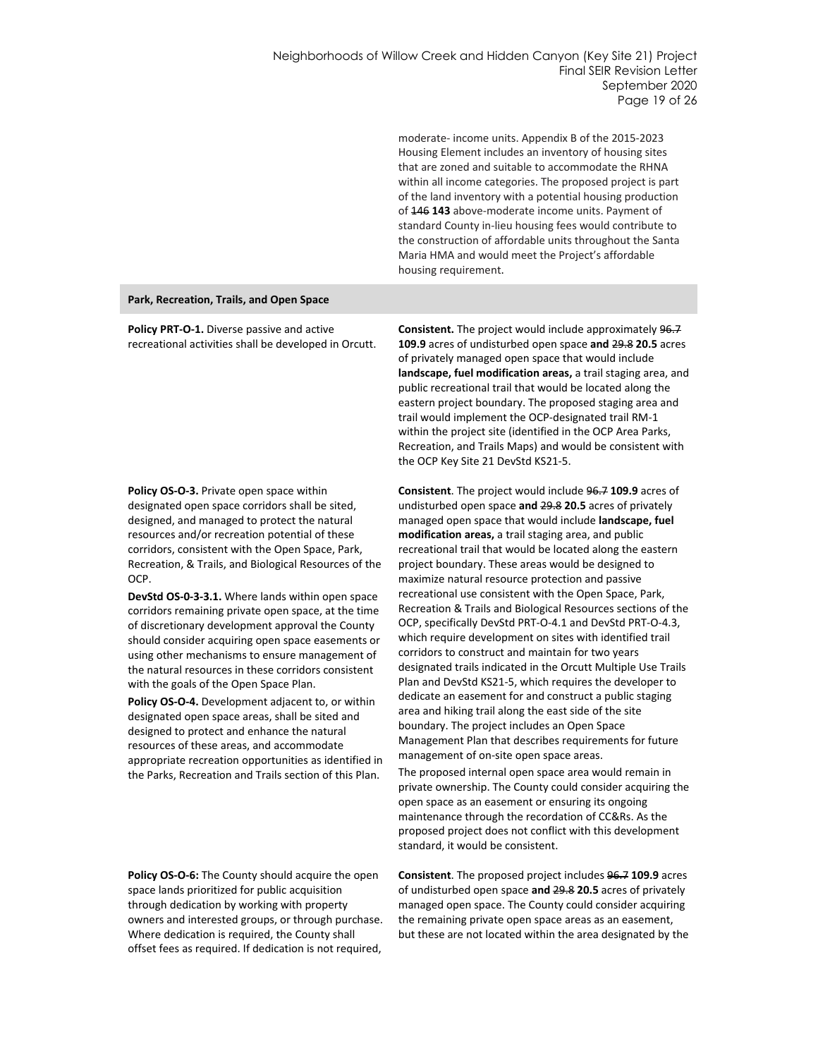| | |
|---|---|
| | moderate- income units. Appendix B of the 2015-2023 Housing Element includes an inventory of housing sites that are zoned and suitable to accommodate the RHNA within all income categories. The proposed project is part of the land inventory with a potential housing production of ~~146~~ **143** above-moderate income units. Payment of standard County in-lieu housing fees would contribute to the construction of affordable units throughout the Santa Maria HMA and would meet the Project's affordable housing requirement. |
| **Park, Recreation, Trails, and Open Space** | |
| **Policy PRT-O-1.** Diverse passive and active recreational activities shall be developed in Orcutt. | **Consistent.** The project would include approximately ~~96.7~~ **109.9** acres of undisturbed open space **and** ~~29.8~~ **20.5** acres of privately managed open space that would include **landscape, fuel modification areas,** a trail staging area, and public recreational trail that would be located along the eastern project boundary. The proposed staging area and trail would implement the OCP-designated trail RM-1 within the project site (identified in the OCP Area Parks, Recreation, and Trails Maps) and would be consistent with the OCP Key Site 21 DevStd KS21-5. |
| **Policy OS-O-3.** Private open space within designated open space corridors shall be sited, designed, and managed to protect the natural resources and/or recreation potential of these corridors, consistent with the Open Space, Park, Recreation, & Trails, and Biological Resources of the OCP.<br>**DevStd OS-0-3-3.1.** Where lands within open space corridors remaining private open space, at the time of discretionary development approval the County should consider acquiring open space easements or using other mechanisms to ensure management of the natural resources in these corridors consistent with the goals of the Open Space Plan.<br>**Policy OS-O-4.** Development adjacent to, or within designated open space areas, shall be sited and designed to protect and enhance the natural resources of these areas, and accommodate appropriate recreation opportunities as identified in the Parks, Recreation and Trails section of this Plan. | **Consistent**. The project would include ~~96.7~~ **109.9** acres of undisturbed open space **and** ~~29.8~~ **20.5** acres of privately managed open space that would include **landscape, fuel modification areas,** a trail staging area, and public recreational trail that would be located along the eastern project boundary. These areas would be designed to maximize natural resource protection and passive recreational use consistent with the Open Space, Park, Recreation & Trails and Biological Resources sections of the OCP, specifically DevStd PRT-O-4.1 and DevStd PRT-O-4.3, which require development on sites with identified trail corridors to construct and maintain for two years designated trails indicated in the Orcutt Multiple Use Trails Plan and DevStd KS21-5, which requires the developer to dedicate an easement for and construct a public staging area and hiking trail along the east side of the site boundary. The project includes an Open Space Management Plan that describes requirements for future management of on-site open space areas.<br>The proposed internal open space area would remain in private ownership. The County could consider acquiring the open space as an easement or ensuring its ongoing maintenance through the recordation of CC&Rs. As the proposed project does not conflict with this development standard, it would be consistent. |
| **Policy OS-O-6:** The County should acquire the open space lands prioritized for public acquisition through dedication by working with property owners and interested groups, or through purchase. Where dedication is required, the County shall offset fees as required. If dedication is not required, | **Consistent**. The proposed project includes ~~96.7~~ **109.9** acres of undisturbed open space **and** ~~29.8~~ **20.5** acres of privately managed open space. The County could consider acquiring the remaining private open space areas as an easement, but these are not located within the area designated by the |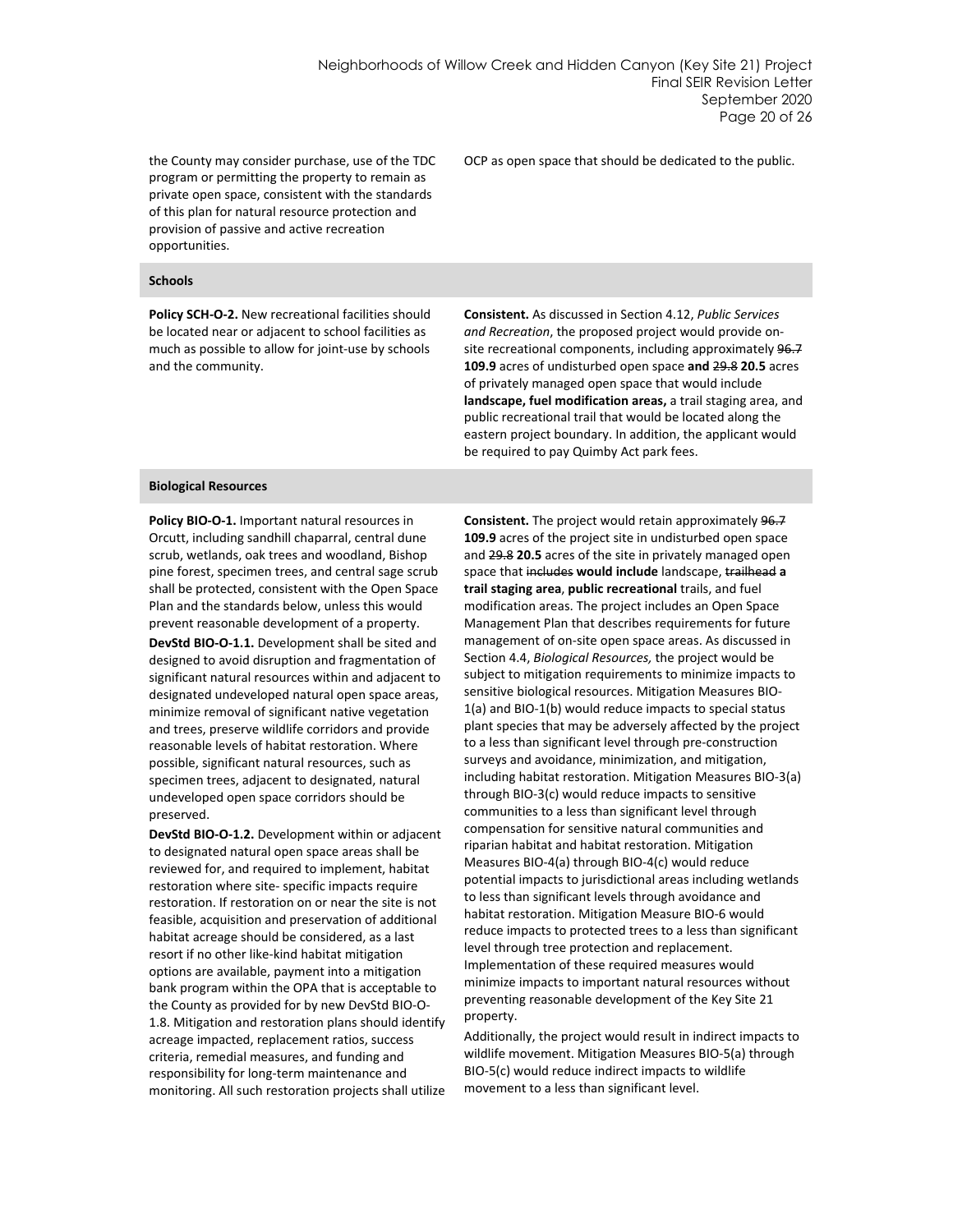| | |
|---|---|
| the County may consider purchase, use of the TDC program or permitting the property to remain as private open space, consistent with the standards of this plan for natural resource protection and provision of passive and active recreation opportunities. | OCP as open space that should be dedicated to the public. |
| **Schools** | |
| **Policy SCH-O-2.** New recreational facilities should be located near or adjacent to school facilities as much as possible to allow for joint-use by schools and the community. | **Consistent.** As discussed in Section 4.12, *Public Services and Recreation*, the proposed project would provide on-site recreational components, including approximately ~~96.7~~ **109.9** acres of undisturbed open space **and** ~~29.8~~ **20.5** acres of privately managed open space that would include **landscape, fuel modification areas,** a trail staging area, and public recreational trail that would be located along the eastern project boundary. In addition, the applicant would be required to pay Quimby Act park fees. |
| **Biological Resources** | |
| **Policy BIO-O-1.** Important natural resources in Orcutt, including sandhill chaparral, central dune scrub, wetlands, oak trees and woodland, Bishop pine forest, specimen trees, and central sage scrub shall be protected, consistent with the Open Space Plan and the standards below, unless this would prevent reasonable development of a property.<br>**DevStd BIO-O-1.1.** Development shall be sited and designed to avoid disruption and fragmentation of significant natural resources within and adjacent to designated undeveloped natural open space areas, minimize removal of significant native vegetation and trees, preserve wildlife corridors and provide reasonable levels of habitat restoration. Where possible, significant natural resources, such as specimen trees, adjacent to designated, natural undeveloped open space corridors should be preserved.<br>**DevStd BIO-O-1.2.** Development within or adjacent to designated natural open space areas shall be reviewed for, and required to implement, habitat restoration where site- specific impacts require restoration. If restoration on or near the site is not feasible, acquisition and preservation of additional habitat acreage should be considered, as a last resort if no other like-kind habitat mitigation options are available, payment into a mitigation bank program within the OPA that is acceptable to the County as provided for by new DevStd BIO-O-1.8. Mitigation and restoration plans should identify acreage impacted, replacement ratios, success criteria, remedial measures, and funding and responsibility for long-term maintenance and monitoring. All such restoration projects shall utilize | **Consistent.** The project would retain approximately ~~96.7~~ **109.9** acres of the project site in undisturbed open space and ~~29.8~~ **20.5** acres of the site in privately managed open space that ~~includes~~ **would include** landscape, ~~trailhead~~ **a trail staging area**, **public recreational** trails, and fuel modification areas. The project includes an Open Space Management Plan that describes requirements for future management of on-site open space areas. As discussed in Section 4.4, *Biological Resources,* the project would be subject to mitigation requirements to minimize impacts to sensitive biological resources. Mitigation Measures BIO-1(a) and BIO-1(b) would reduce impacts to special status plant species that may be adversely affected by the project to a less than significant level through pre-construction surveys and avoidance, minimization, and mitigation, including habitat restoration. Mitigation Measures BIO-3(a) through BIO-3(c) would reduce impacts to sensitive communities to a less than significant level through compensation for sensitive natural communities and riparian habitat and habitat restoration. Mitigation Measures BIO-4(a) through BIO-4(c) would reduce potential impacts to jurisdictional areas including wetlands to less than significant levels through avoidance and habitat restoration. Mitigation Measure BIO-6 would reduce impacts to protected trees to a less than significant level through tree protection and replacement. Implementation of these required measures would minimize impacts to important natural resources without preventing reasonable development of the Key Site 21 property.<br>Additionally, the project would result in indirect impacts to wildlife movement. Mitigation Measures BIO-5(a) through BIO-5(c) would reduce indirect impacts to wildlife movement to a less than significant level. |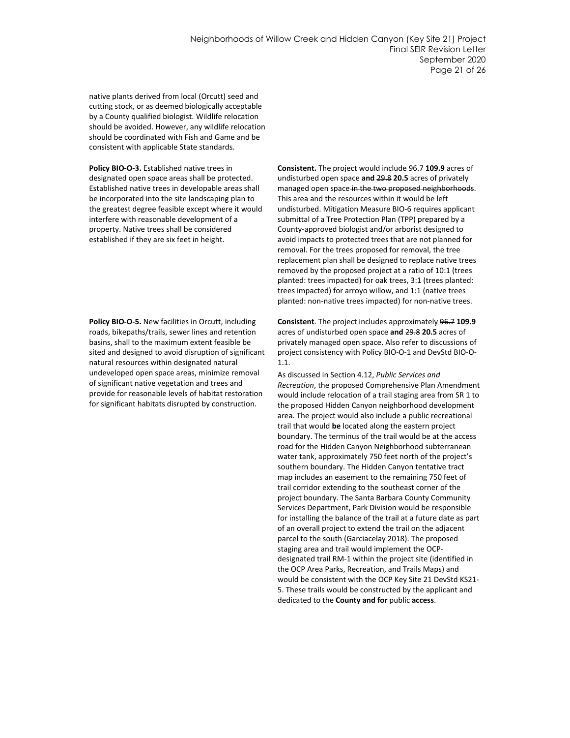| | |
|---|---|
| native plants derived from local (Orcutt) seed and cutting stock, or as deemed biologically acceptable by a County qualified biologist. Wildlife relocation should be avoided. However, any wildlife relocation should be coordinated with Fish and Game and be consistent with applicable State standards. | |
| **Policy BIO-O-3.** Established native trees in designated open space areas shall be protected. Established native trees in developable areas shall be incorporated into the site landscaping plan to the greatest degree feasible except where it would interfere with reasonable development of a property. Native trees shall be considered established if they are six feet in height. | **Consistent.** The project would include ~~96.7~~ **109.9** acres of undisturbed open space **and** ~~29.8~~ **20.5** acres of privately managed open space ~~in the two proposed neighborhoods~~. This area and the resources within it would be left undisturbed. Mitigation Measure BIO-6 requires applicant submittal of a Tree Protection Plan (TPP) prepared by a County-approved biologist and/or arborist designed to avoid impacts to protected trees that are not planned for removal. For the trees proposed for removal, the tree replacement plan shall be designed to replace native trees removed by the proposed project at a ratio of 10:1 (trees planted: trees impacted) for oak trees, 3:1 (trees planted: trees impacted) for arroyo willow, and 1:1 (native trees planted: non-native trees impacted) for non-native trees. |
| **Policy BIO-O-5.** New facilities in Orcutt, including roads, bikepaths/trails, sewer lines and retention basins, shall to the maximum extent feasible be sited and designed to avoid disruption of significant natural resources within designated natural undeveloped open space areas, minimize removal of significant native vegetation and trees and provide for reasonable levels of habitat restoration for significant habitats disrupted by construction. | **Consistent**. The project includes approximately ~~96.7~~ **109.9** acres of undisturbed open space **and** ~~29.8~~ **20.5** acres of privately managed open space. Also refer to discussions of project consistency with Policy BIO-O-1 and DevStd BIO-O-1.1.<br><br>As discussed in Section 4.12, *Public Services and Recreation*, the proposed Comprehensive Plan Amendment would include relocation of a trail staging area from SR 1 to the proposed Hidden Canyon neighborhood development area. The project would also include a public recreational trail that would **be** located along the eastern project boundary. The terminus of the trail would be at the access road for the Hidden Canyon Neighborhood subterranean water tank, approximately 750 feet north of the project's southern boundary. The Hidden Canyon tentative tract map includes an easement to the remaining 750 feet of trail corridor extending to the southeast corner of the project boundary. The Santa Barbara County Community Services Department, Park Division would be responsible for installing the balance of the trail at a future date as part of an overall project to extend the trail on the adjacent parcel to the south (Garciacelay 2018). The proposed staging area and trail would implement the OCP-designated trail RM-1 within the project site (identified in the OCP Area Parks, Recreation, and Trails Maps) and would be consistent with the OCP Key Site 21 DevStd KS21-5. These trails would be constructed by the applicant and dedicated to the **County and for** public **access**. |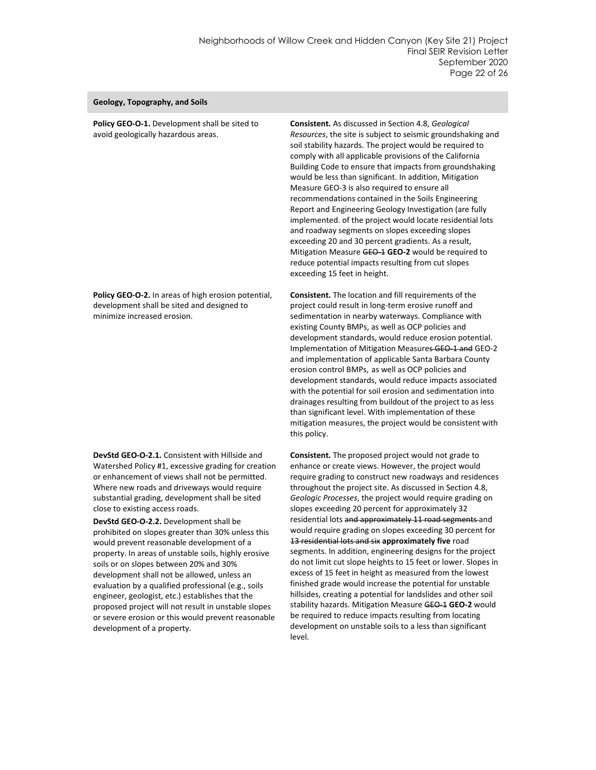| Geology, Topography, and Soils | |
|---|---|
| **Policy GEO-O-1.** Development shall be sited to avoid geologically hazardous areas. | **Consistent.** As discussed in Section 4.8, *Geological Resources*, the site is subject to seismic groundshaking and soil stability hazards. The project would be required to comply with all applicable provisions of the California Building Code to ensure that impacts from groundshaking would be less than significant. In addition, Mitigation Measure GEO-3 is also required to ensure all recommendations contained in the Soils Engineering Report and Engineering Geology Investigation (are fully implemented. of the project would locate residential lots and roadway segments on slopes exceeding slopes exceeding 20 and 30 percent gradients. As a result, Mitigation Measure ~~GEO-1~~ **GEO-2** would be required to reduce potential impacts resulting from cut slopes exceeding 15 feet in height. |
| **Policy GEO-O-2.** In areas of high erosion potential, development shall be sited and designed to minimize increased erosion. | **Consistent.** The location and fill requirements of the project could result in long-term erosive runoff and sedimentation in nearby waterways. Compliance with existing County BMPs, as well as OCP policies and development standards, would reduce erosion potential. Implementation of Mitigation Measure~~s GEO-1 and~~ GEO-2 and implementation of applicable Santa Barbara County erosion control BMPs, as well as OCP policies and development standards, would reduce impacts associated with the potential for soil erosion and sedimentation into drainages resulting from buildout of the project to as less than significant level. With implementation of these mitigation measures, the project would be consistent with this policy. |
| **DevStd GEO-O-2.1.** Consistent with Hillside and Watershed Policy #1, excessive grading for creation or enhancement of views shall not be permitted. Where new roads and driveways would require substantial grading, development shall be sited close to existing access roads.<br><br>**DevStd GEO-O-2.2.** Development shall be prohibited on slopes greater than 30% unless this would prevent reasonable development of a property. In areas of unstable soils, highly erosive soils or on slopes between 20% and 30% development shall not be allowed, unless an evaluation by a qualified professional (e.g., soils engineer, geologist, etc.) establishes that the proposed project will not result in unstable slopes or severe erosion or this would prevent reasonable development of a property. | **Consistent.** The proposed project would not grade to enhance or create views. However, the project would require grading to construct new roadways and residences throughout the project site. As discussed in Section 4.8, *Geologic Processes*, the project would require grading on slopes exceeding 20 percent for approximately 32 residential lots ~~and approximately 11 road segments~~ and would require grading on slopes exceeding 30 percent for ~~13 residential lots and six~~ **approximately five** road segments. In addition, engineering designs for the project do not limit cut slope heights to 15 feet or lower. Slopes in excess of 15 feet in height as measured from the lowest finished grade would increase the potential for unstable hillsides, creating a potential for landslides and other soil stability hazards. Mitigation Measure ~~GEO-1~~ **GEO-2** would be required to reduce impacts resulting from locating development on unstable soils to a less than significant level. |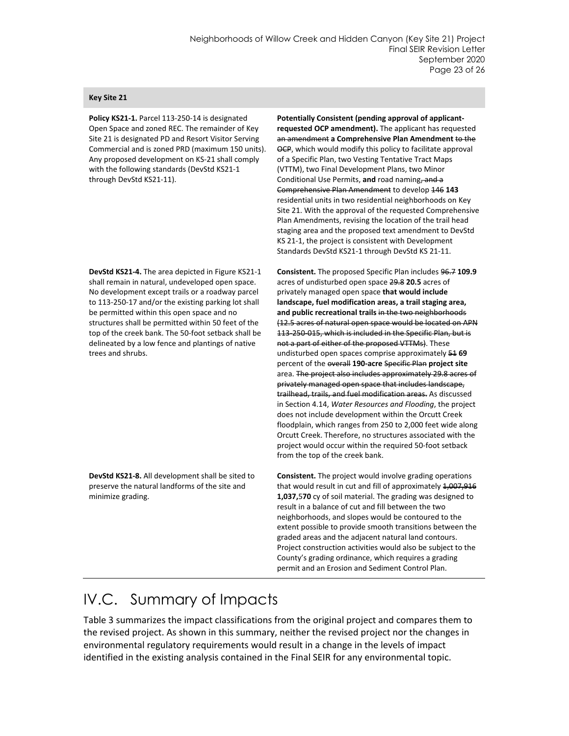| **Key Site 21** | |
|---|---|
| **Policy KS21-1.** Parcel 113-250-14 is designated Open Space and zoned REC. The remainder of Key Site 21 is designated PD and Resort Visitor Serving Commercial and is zoned PRD (maximum 150 units). Any proposed development on KS-21 shall comply with the following standards (DevStd KS21-1 through DevStd KS21-11). | **Potentially Consistent (pending approval of applicant-requested OCP amendment).** The applicant has requested ~~an amendment~~ **a Comprehensive Plan Amendment** ~~to the OCP~~, which would modify this policy to facilitate approval of a Specific Plan, two Vesting Tentative Tract Maps (VTTM), two Final Development Plans, two Minor Conditional Use Permits, **and** road naming~~, and a Comprehensive Plan Amendment~~ to develop ~~146~~ **143** residential units in two residential neighborhoods on Key Site 21. With the approval of the requested Comprehensive Plan Amendments, revising the location of the trail head staging area and the proposed text amendment to DevStd KS 21-1, the project is consistent with Development Standards DevStd KS21-1 through DevStd KS 21-11. |
| **DevStd KS21-4.** The area depicted in Figure KS21-1 shall remain in natural, undeveloped open space. No development except trails or a roadway parcel to 113-250-17 and/or the existing parking lot shall be permitted within this open space and no structures shall be permitted within 50 feet of the top of the creek bank. The 50-foot setback shall be delineated by a low fence and plantings of native trees and shrubs. | **Consistent.** The proposed Specific Plan includes ~~96.7~~ **109.9** acres of undisturbed open space ~~29.8~~ **20.5** acres of privately managed open space **that would include landscape, fuel modification areas, a trail staging area, and public recreational trails** ~~in the two neighborhoods (12.5 acres of natural open space would be located on APN 113-250-015, which is included in the Specific Plan, but is not a part of either of the proposed VTTMs)~~. These undisturbed open spaces comprise approximately ~~51~~ **69** percent of the ~~overall~~ **190-acre** ~~Specific Plan~~ **project site** area. ~~The project also includes approximately 29.8 acres of privately managed open space that includes landscape, trailhead, trails, and fuel modification areas.~~ As discussed in Section 4.14, *Water Resources and Flooding*, the project does not include development within the Orcutt Creek floodplain, which ranges from 250 to 2,000 feet wide along Orcutt Creek. Therefore, no structures associated with the project would occur within the required 50-foot setback from the top of the creek bank. |
| **DevStd KS21-8.** All development shall be sited to preserve the natural landforms of the site and minimize grading. | **Consistent.** The project would involve grading operations that would result in cut and fill of approximately ~~1,007,916~~ **1,037,570** cy of soil material. The grading was designed to result in a balance of cut and fill between the two neighborhoods, and slopes would be contoured to the extent possible to provide smooth transitions between the graded areas and the adjacent natural land contours. Project construction activities would also be subject to the County's grading ordinance, which requires a grading permit and an Erosion and Sediment Control Plan. |

# IV.C. Summary of Impacts

Table 3 summarizes the impact classifications from the original project and compares them to the revised project. As shown in this summary, neither the revised project nor the changes in environmental regulatory requirements would result in a change in the levels of impact identified in the existing analysis contained in the Final SEIR for any environmental topic.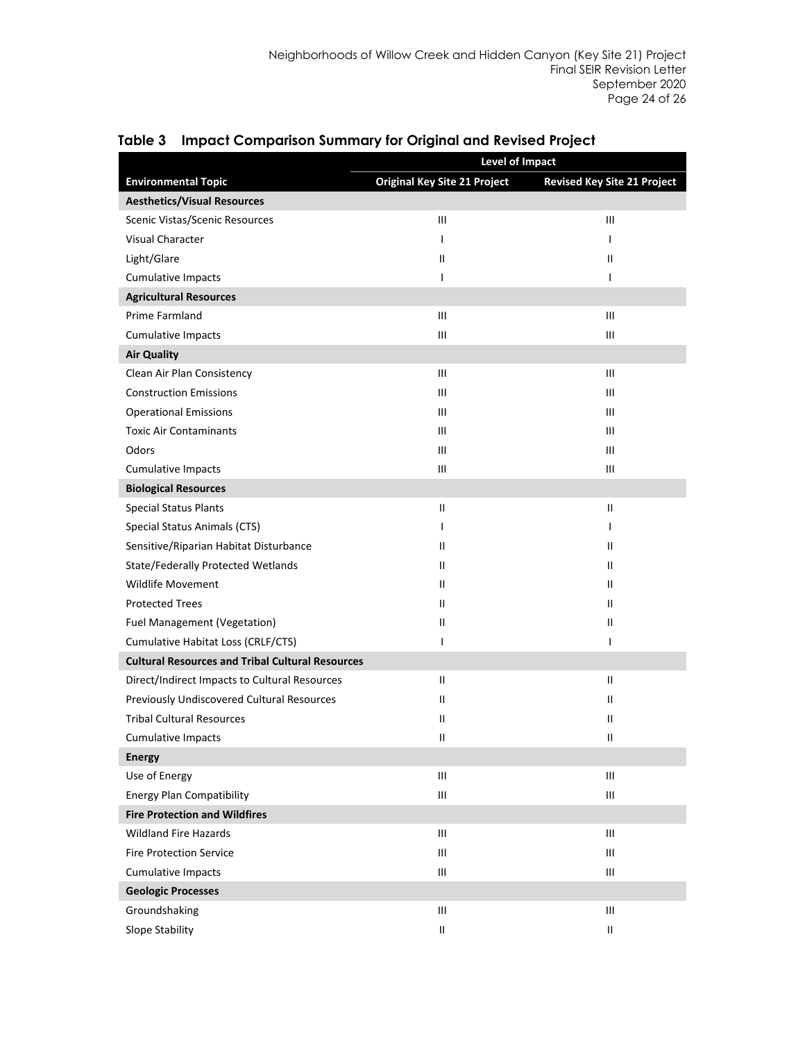**Table 3 Impact Comparison Summary for Original and Revised Project**

| Environmental Topic | Level of Impact | |
|---|---|---|
| | Original Key Site 21 Project | Revised Key Site 21 Project |
| **Aesthetics/Visual Resources** | | |
| Scenic Vistas/Scenic Resources | III | III |
| Visual Character | I | I |
| Light/Glare | II | II |
| Cumulative Impacts | I | I |
| **Agricultural Resources** | | |
| Prime Farmland | III | III |
| Cumulative Impacts | III | III |
| **Air Quality** | | |
| Clean Air Plan Consistency | III | III |
| Construction Emissions | III | III |
| Operational Emissions | III | III |
| Toxic Air Contaminants | III | III |
| Odors | III | III |
| Cumulative Impacts | III | III |
| **Biological Resources** | | |
| Special Status Plants | II | II |
| Special Status Animals (CTS) | I | I |
| Sensitive/Riparian Habitat Disturbance | II | II |
| State/Federally Protected Wetlands | II | II |
| Wildlife Movement | II | II |
| Protected Trees | II | II |
| Fuel Management (Vegetation) | II | II |
| Cumulative Habitat Loss (CRLF/CTS) | I | I |
| **Cultural Resources and Tribal Cultural Resources** | | |
| Direct/Indirect Impacts to Cultural Resources | II | II |
| Previously Undiscovered Cultural Resources | II | II |
| Tribal Cultural Resources | II | II |
| Cumulative Impacts | II | II |
| **Energy** | | |
| Use of Energy | III | III |
| Energy Plan Compatibility | III | III |
| **Fire Protection and Wildfires** | | |
| Wildland Fire Hazards | III | III |
| Fire Protection Service | III | III |
| Cumulative Impacts | III | III |
| **Geologic Processes** | | |
| Groundshaking | III | III |
| Slope Stability | II | II |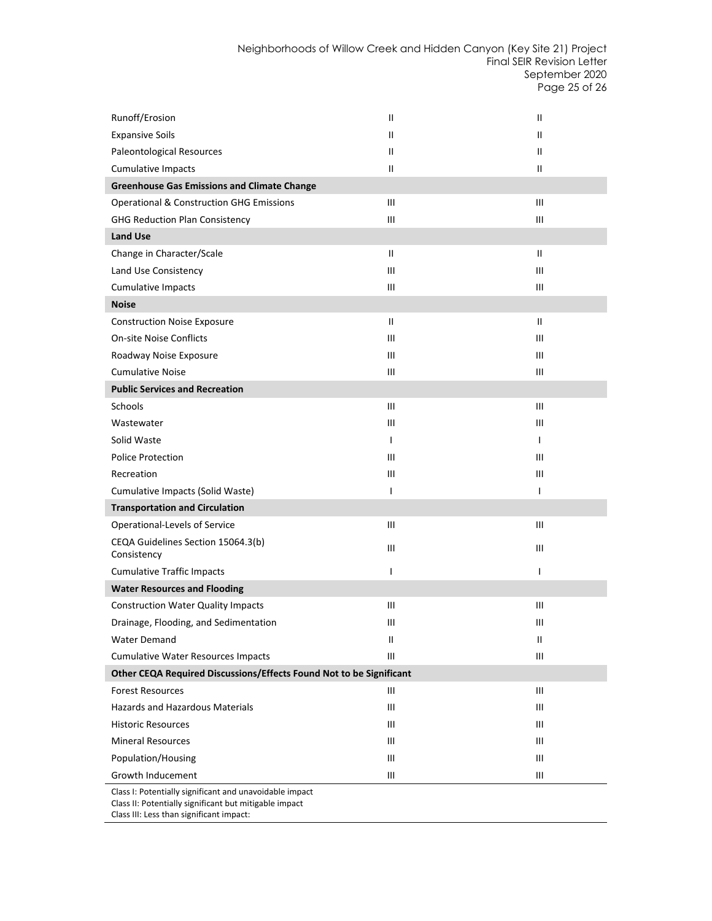| | | |
|---|---|---|
| Runoff/Erosion | II | II |
| Expansive Soils | II | II |
| Paleontological Resources | II | II |
| Cumulative Impacts | II | II |
| **Greenhouse Gas Emissions and Climate Change** | | |
| Operational & Construction GHG Emissions | III | III |
| GHG Reduction Plan Consistency | III | III |
| **Land Use** | | |
| Change in Character/Scale | II | II |
| Land Use Consistency | III | III |
| Cumulative Impacts | III | III |
| **Noise** | | |
| Construction Noise Exposure | II | II |
| On-site Noise Conflicts | III | III |
| Roadway Noise Exposure | III | III |
| Cumulative Noise | III | III |
| **Public Services and Recreation** | | |
| Schools | III | III |
| Wastewater | III | III |
| Solid Waste | I | I |
| Police Protection | III | III |
| Recreation | III | III |
| Cumulative Impacts (Solid Waste) | I | I |
| **Transportation and Circulation** | | |
| Operational-Levels of Service | III | III |
| CEQA Guidelines Section 15064.3(b) Consistency | III | III |
| Cumulative Traffic Impacts | I | I |
| **Water Resources and Flooding** | | |
| Construction Water Quality Impacts | III | III |
| Drainage, Flooding, and Sedimentation | III | III |
| Water Demand | II | II |
| Cumulative Water Resources Impacts | III | III |
| **Other CEQA Required Discussions/Effects Found Not to be Significant** | | |
| Forest Resources | III | III |
| Hazards and Hazardous Materials | III | III |
| Historic Resources | III | III |
| Mineral Resources | III | III |
| Population/Housing | III | III |
| Growth Inducement | III | III |

Class I: Potentially significant and unavoidable impact
Class II: Potentially significant but mitigable impact
Class III: Less than significant impact: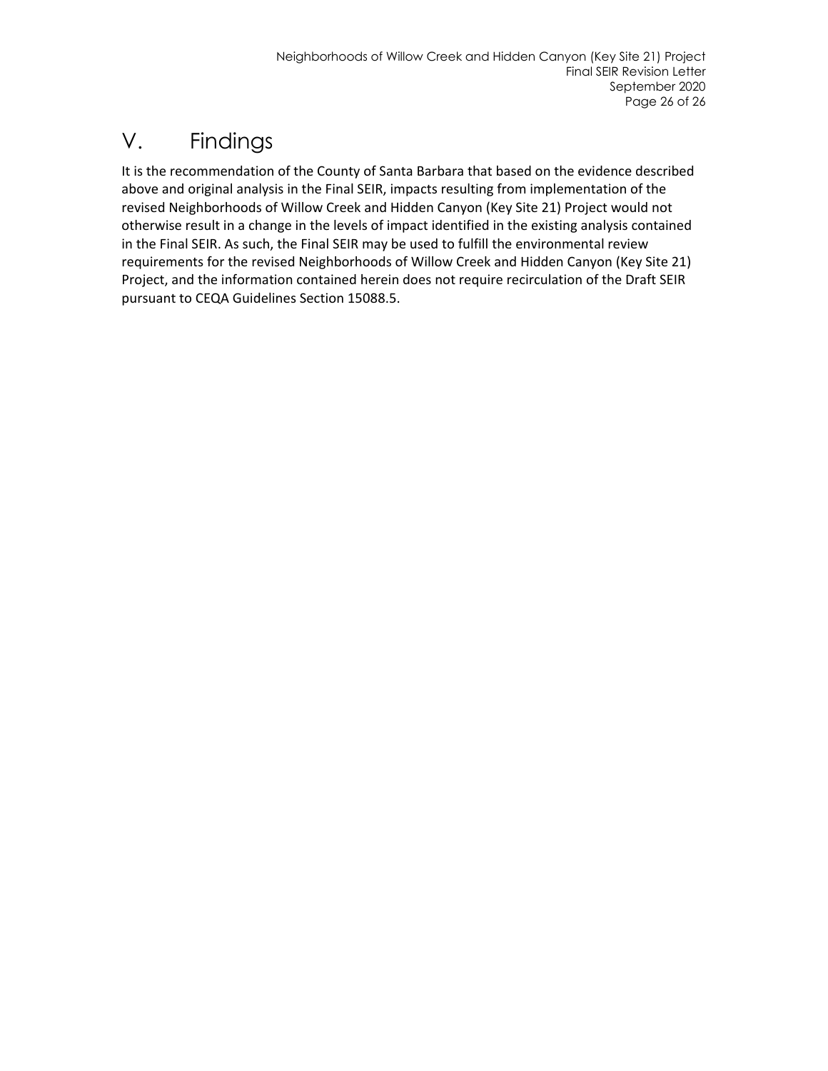# V. Findings

It is the recommendation of the County of Santa Barbara that based on the evidence described above and original analysis in the Final SEIR, impacts resulting from implementation of the revised Neighborhoods of Willow Creek and Hidden Canyon (Key Site 21) Project would not otherwise result in a change in the levels of impact identified in the existing analysis contained in the Final SEIR. As such, the Final SEIR may be used to fulfill the environmental review requirements for the revised Neighborhoods of Willow Creek and Hidden Canyon (Key Site 21) Project, and the information contained herein does not require recirculation of the Draft SEIR pursuant to CEQA Guidelines Section 15088.5.